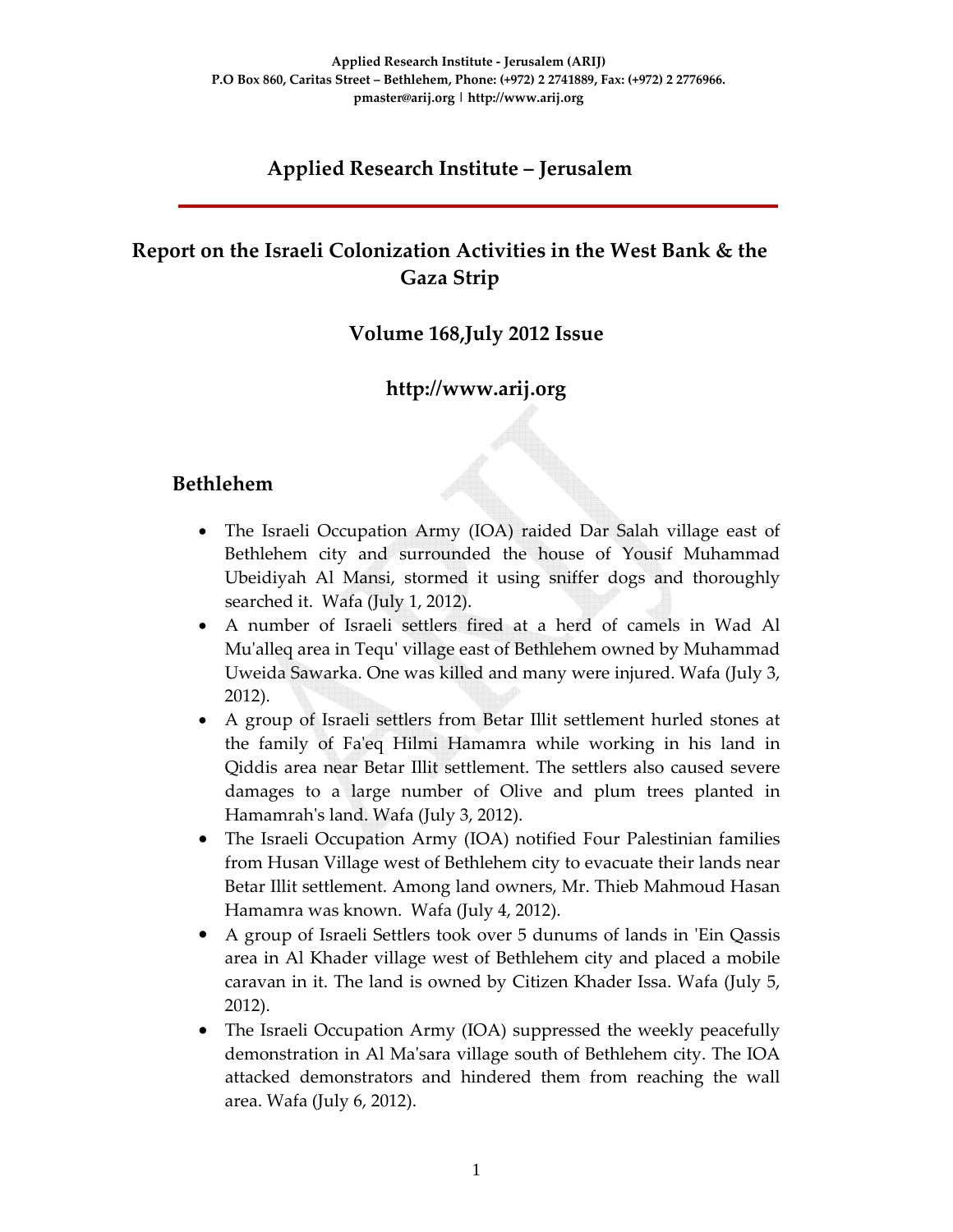Applied Research Institute - Jerusalem (ARIJ)
P.O Box 860, Caritas Street – Bethlehem, Phone: (+972) 2 2741889, Fax: (+972) 2 2776966.
pmaster@arij.org | http://www.arij.org

# Applied Research Institute – Jerusalem

## Report on the Israeli Colonization Activities in the West Bank & the Gaza Strip

### Volume 168,July 2012 Issue

### http://www.arij.org

## Bethlehem

- The Israeli Occupation Army (IOA) raided Dar Salah village east of Bethlehem city and surrounded the house of Yousif Muhammad Ubeidiyah Al Mansi, stormed it using sniffer dogs and thoroughly searched it. Wafa (July 1, 2012).
- A number of Israeli settlers fired at a herd of camels in Wad Al Mu'alleq area in Tequ' village east of Bethlehem owned by Muhammad Uweida Sawarka. One was killed and many were injured. Wafa (July 3, 2012).
- A group of Israeli settlers from Betar Illit settlement hurled stones at the family of Fa'eq Hilmi Hamamra while working in his land in Qiddis area near Betar Illit settlement. The settlers also caused severe damages to a large number of Olive and plum trees planted in Hamamrah's land. Wafa (July 3, 2012).
- The Israeli Occupation Army (IOA) notified Four Palestinian families from Husan Village west of Bethlehem city to evacuate their lands near Betar Illit settlement. Among land owners, Mr. Thieb Mahmoud Hasan Hamamra was known. Wafa (July 4, 2012).
- A group of Israeli Settlers took over 5 dunums of lands in 'Ein Qassis area in Al Khader village west of Bethlehem city and placed a mobile caravan in it. The land is owned by Citizen Khader Issa. Wafa (July 5, 2012).
- The Israeli Occupation Army (IOA) suppressed the weekly peacefully demonstration in Al Ma'sara village south of Bethlehem city. The IOA attacked demonstrators and hindered them from reaching the wall area. Wafa (July 6, 2012).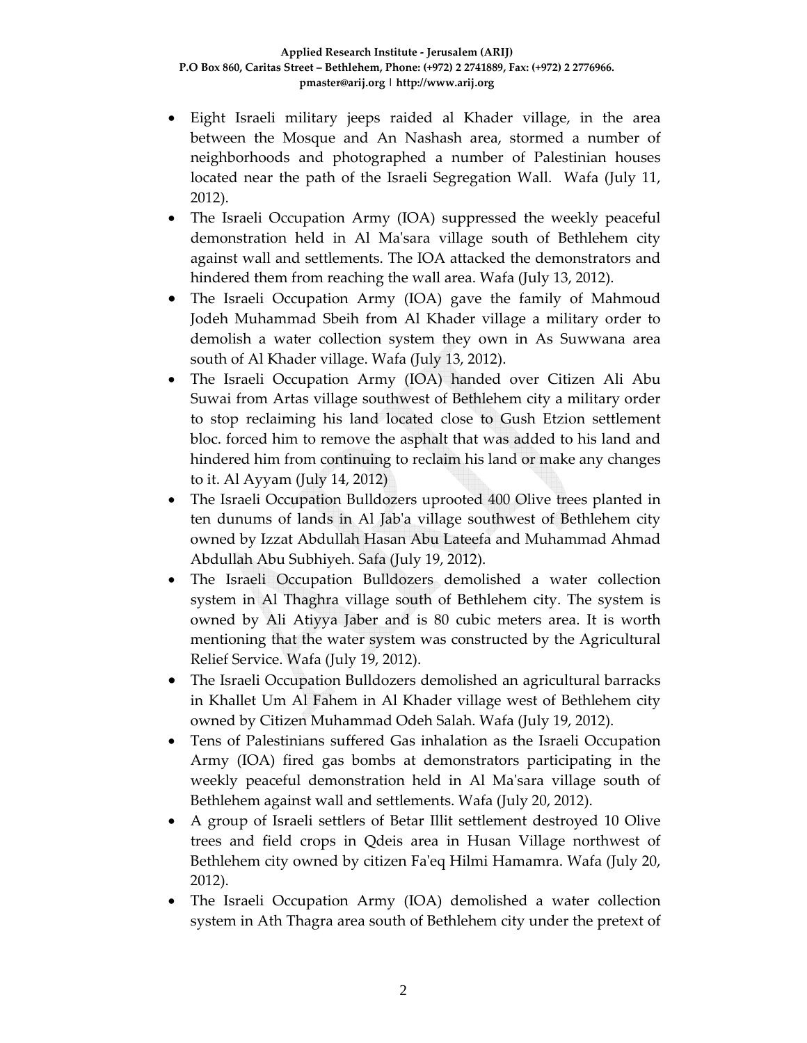- Eight Israeli military jeeps raided al Khader village, in the area between the Mosque and An Nashash area, stormed a number of neighborhoods and photographed a number of Palestinian houses located near the path of the Israeli Segregation Wall. Wafa (July 11, 2012).
- The Israeli Occupation Army (IOA) suppressed the weekly peaceful demonstration held in Al Ma'sara village south of Bethlehem city against wall and settlements. The IOA attacked the demonstrators and hindered them from reaching the wall area. Wafa (July 13, 2012).
- The Israeli Occupation Army (IOA) gave the family of Mahmoud Jodeh Muhammad Sbeih from Al Khader village a military order to demolish a water collection system they own in As Suwwana area south of Al Khader village. Wafa (July 13, 2012).
- The Israeli Occupation Army (IOA) handed over Citizen Ali Abu Suwai from Artas village southwest of Bethlehem city a military order to stop reclaiming his land located close to Gush Etzion settlement bloc. forced him to remove the asphalt that was added to his land and hindered him from continuing to reclaim his land or make any changes to it. Al Ayyam (July 14, 2012)
- The Israeli Occupation Bulldozers uprooted 400 Olive trees planted in ten dunums of lands in Al Jab'a village southwest of Bethlehem city owned by Izzat Abdullah Hasan Abu Lateefa and Muhammad Ahmad Abdullah Abu Subhiyeh. Safa (July 19, 2012).
- The Israeli Occupation Bulldozers demolished a water collection system in Al Thaghra village south of Bethlehem city. The system is owned by Ali Atiyya Jaber and is 80 cubic meters area. It is worth mentioning that the water system was constructed by the Agricultural Relief Service. Wafa (July 19, 2012).
- The Israeli Occupation Bulldozers demolished an agricultural barracks in Khallet Um Al Fahem in Al Khader village west of Bethlehem city owned by Citizen Muhammad Odeh Salah. Wafa (July 19, 2012).
- Tens of Palestinians suffered Gas inhalation as the Israeli Occupation Army (IOA) fired gas bombs at demonstrators participating in the weekly peaceful demonstration held in Al Ma'sara village south of Bethlehem against wall and settlements. Wafa (July 20, 2012).
- A group of Israeli settlers of Betar Illit settlement destroyed 10 Olive trees and field crops in Qdeis area in Husan Village northwest of Bethlehem city owned by citizen Fa'eq Hilmi Hamamra. Wafa (July 20, 2012).
- The Israeli Occupation Army (IOA) demolished a water collection system in Ath Thagra area south of Bethlehem city under the pretext of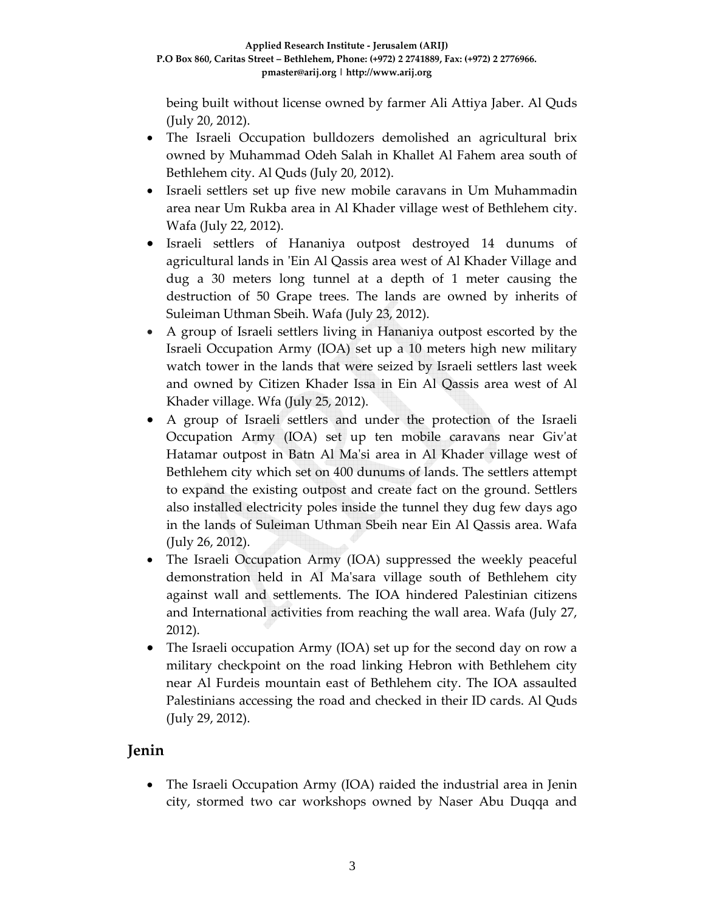being built without license owned by farmer Ali Attiya Jaber. Al Quds (July 20, 2012).

- The Israeli Occupation bulldozers demolished an agricultural brix owned by Muhammad Odeh Salah in Khallet Al Fahem area south of Bethlehem city. Al Quds (July 20, 2012).
- Israeli settlers set up five new mobile caravans in Um Muhammadin area near Um Rukba area in Al Khader village west of Bethlehem city. Wafa (July 22, 2012).
- Israeli settlers of Hananiya outpost destroyed 14 dunums of agricultural lands in 'Ein Al Qassis area west of Al Khader Village and dug a 30 meters long tunnel at a depth of 1 meter causing the destruction of 50 Grape trees. The lands are owned by inherits of Suleiman Uthman Sbeih. Wafa (July 23, 2012).
- A group of Israeli settlers living in Hananiya outpost escorted by the Israeli Occupation Army (IOA) set up a 10 meters high new military watch tower in the lands that were seized by Israeli settlers last week and owned by Citizen Khader Issa in Ein Al Qassis area west of Al Khader village. Wfa (July 25, 2012).
- A group of Israeli settlers and under the protection of the Israeli Occupation Army (IOA) set up ten mobile caravans near Giv'at Hatamar outpost in Batn Al Ma'si area in Al Khader village west of Bethlehem city which set on 400 dunums of lands. The settlers attempt to expand the existing outpost and create fact on the ground. Settlers also installed electricity poles inside the tunnel they dug few days ago in the lands of Suleiman Uthman Sbeih near Ein Al Qassis area. Wafa (July 26, 2012).
- The Israeli Occupation Army (IOA) suppressed the weekly peaceful demonstration held in Al Ma'sara village south of Bethlehem city against wall and settlements. The IOA hindered Palestinian citizens and International activities from reaching the wall area. Wafa (July 27, 2012).
- The Israeli occupation Army (IOA) set up for the second day on row a military checkpoint on the road linking Hebron with Bethlehem city near Al Furdeis mountain east of Bethlehem city. The IOA assaulted Palestinians accessing the road and checked in their ID cards. Al Quds (July 29, 2012).

## Jenin

- The Israeli Occupation Army (IOA) raided the industrial area in Jenin city, stormed two car workshops owned by Naser Abu Duqqa and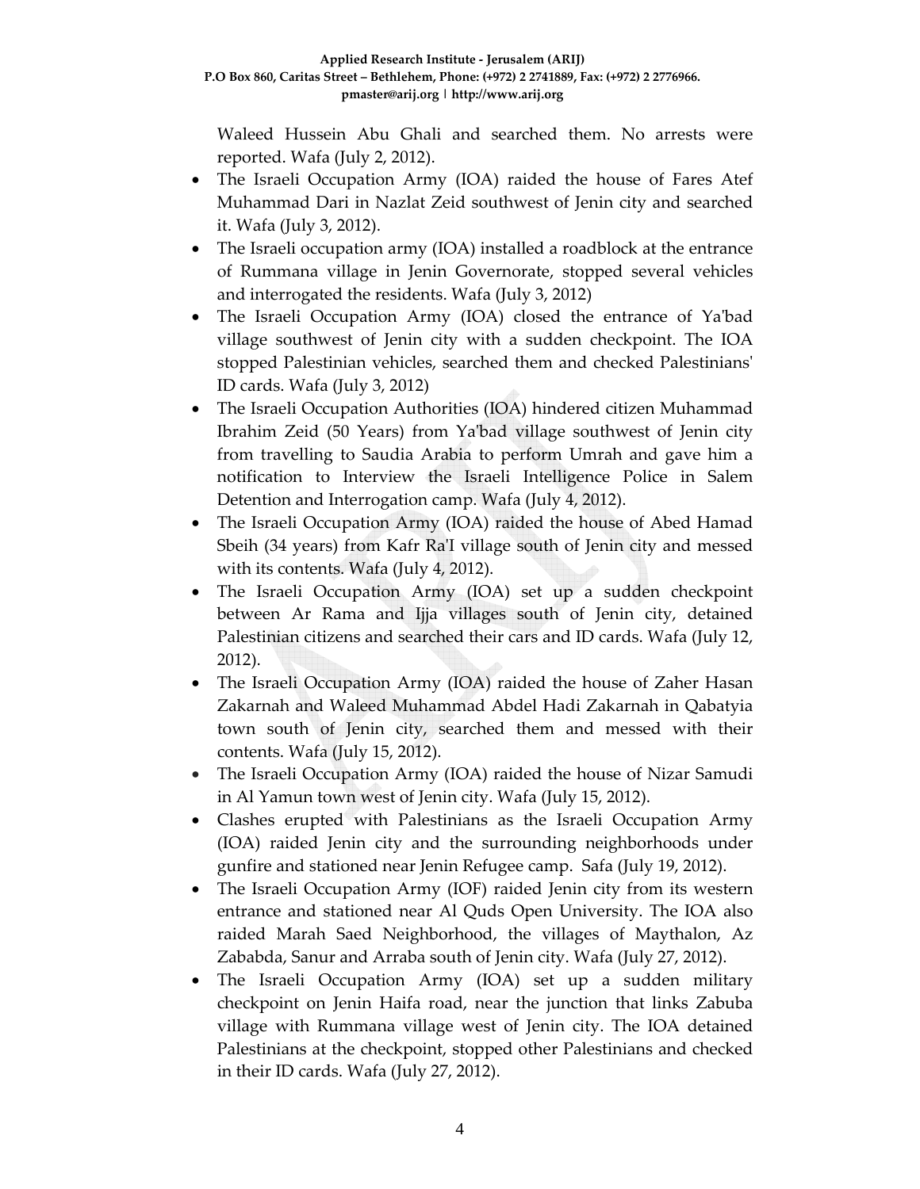Waleed Hussein Abu Ghali and searched them. No arrests were reported. Wafa (July 2, 2012).

- The Israeli Occupation Army (IOA) raided the house of Fares Atef Muhammad Dari in Nazlat Zeid southwest of Jenin city and searched it. Wafa (July 3, 2012).
- The Israeli occupation army (IOA) installed a roadblock at the entrance of Rummana village in Jenin Governorate, stopped several vehicles and interrogated the residents. Wafa (July 3, 2012)
- The Israeli Occupation Army (IOA) closed the entrance of Ya'bad village southwest of Jenin city with a sudden checkpoint. The IOA stopped Palestinian vehicles, searched them and checked Palestinians' ID cards. Wafa (July 3, 2012)
- The Israeli Occupation Authorities (IOA) hindered citizen Muhammad Ibrahim Zeid (50 Years) from Ya'bad village southwest of Jenin city from travelling to Saudia Arabia to perform Umrah and gave him a notification to Interview the Israeli Intelligence Police in Salem Detention and Interrogation camp. Wafa (July 4, 2012).
- The Israeli Occupation Army (IOA) raided the house of Abed Hamad Sbeih (34 years) from Kafr Ra'I village south of Jenin city and messed with its contents. Wafa (July 4, 2012).
- The Israeli Occupation Army (IOA) set up a sudden checkpoint between Ar Rama and Ijja villages south of Jenin city, detained Palestinian citizens and searched their cars and ID cards. Wafa (July 12, 2012).
- The Israeli Occupation Army (IOA) raided the house of Zaher Hasan Zakarnah and Waleed Muhammad Abdel Hadi Zakarnah in Qabatyia town south of Jenin city, searched them and messed with their contents. Wafa (July 15, 2012).
- The Israeli Occupation Army (IOA) raided the house of Nizar Samudi in Al Yamun town west of Jenin city. Wafa (July 15, 2012).
- Clashes erupted with Palestinians as the Israeli Occupation Army (IOA) raided Jenin city and the surrounding neighborhoods under gunfire and stationed near Jenin Refugee camp. Safa (July 19, 2012).
- The Israeli Occupation Army (IOF) raided Jenin city from its western entrance and stationed near Al Quds Open University. The IOA also raided Marah Saed Neighborhood, the villages of Maythalon, Az Zababda, Sanur and Arraba south of Jenin city. Wafa (July 27, 2012).
- The Israeli Occupation Army (IOA) set up a sudden military checkpoint on Jenin Haifa road, near the junction that links Zabuba village with Rummana village west of Jenin city. The IOA detained Palestinians at the checkpoint, stopped other Palestinians and checked in their ID cards. Wafa (July 27, 2012).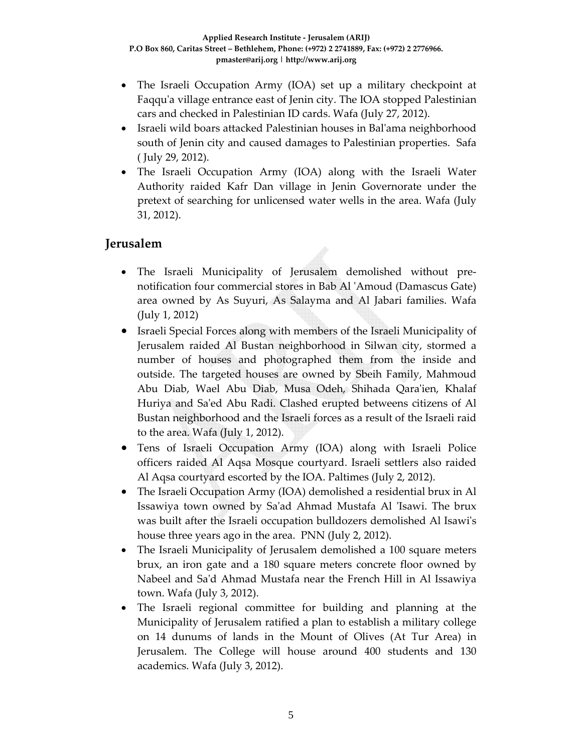- The Israeli Occupation Army (IOA) set up a military checkpoint at Faqqu'a village entrance east of Jenin city. The IOA stopped Palestinian cars and checked in Palestinian ID cards. Wafa (July 27, 2012).
- Israeli wild boars attacked Palestinian houses in Bal'ama neighborhood south of Jenin city and caused damages to Palestinian properties. Safa ( July 29, 2012).
- The Israeli Occupation Army (IOA) along with the Israeli Water Authority raided Kafr Dan village in Jenin Governorate under the pretext of searching for unlicensed water wells in the area. Wafa (July 31, 2012).

## Jerusalem

- The Israeli Municipality of Jerusalem demolished without pre-notification four commercial stores in Bab Al 'Amoud (Damascus Gate) area owned by As Suyuri, As Salayma and Al Jabari families. Wafa (July 1, 2012)
- Israeli Special Forces along with members of the Israeli Municipality of Jerusalem raided Al Bustan neighborhood in Silwan city, stormed a number of houses and photographed them from the inside and outside. The targeted houses are owned by Sbeih Family, Mahmoud Abu Diab, Wael Abu Diab, Musa Odeh, Shihada Qara'ien, Khalaf Huriya and Sa'ed Abu Radi. Clashed erupted betweens citizens of Al Bustan neighborhood and the Israeli forces as a result of the Israeli raid to the area. Wafa (July 1, 2012).
- Tens of Israeli Occupation Army (IOA) along with Israeli Police officers raided Al Aqsa Mosque courtyard. Israeli settlers also raided Al Aqsa courtyard escorted by the IOA. Paltimes (July 2, 2012).
- The Israeli Occupation Army (IOA) demolished a residential brux in Al Issawiya town owned by Sa'ad Ahmad Mustafa Al 'Isawi. The brux was built after the Israeli occupation bulldozers demolished Al Isawi's house three years ago in the area. PNN (July 2, 2012).
- The Israeli Municipality of Jerusalem demolished a 100 square meters brux, an iron gate and a 180 square meters concrete floor owned by Nabeel and Sa'd Ahmad Mustafa near the French Hill in Al Issawiya town. Wafa (July 3, 2012).
- The Israeli regional committee for building and planning at the Municipality of Jerusalem ratified a plan to establish a military college on 14 dunums of lands in the Mount of Olives (At Tur Area) in Jerusalem. The College will house around 400 students and 130 academics. Wafa (July 3, 2012).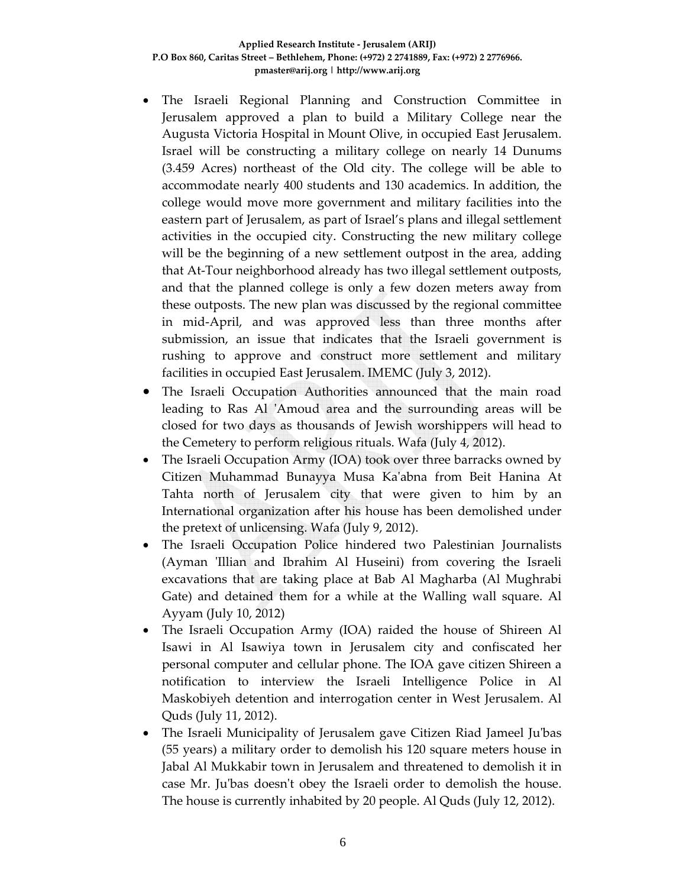- The Israeli Regional Planning and Construction Committee in Jerusalem approved a plan to build a Military College near the Augusta Victoria Hospital in Mount Olive, in occupied East Jerusalem. Israel will be constructing a military college on nearly 14 Dunums (3.459 Acres) northeast of the Old city. The college will be able to accommodate nearly 400 students and 130 academics. In addition, the college would move more government and military facilities into the eastern part of Jerusalem, as part of Israel's plans and illegal settlement activities in the occupied city. Constructing the new military college will be the beginning of a new settlement outpost in the area, adding that At-Tour neighborhood already has two illegal settlement outposts, and that the planned college is only a few dozen meters away from these outposts. The new plan was discussed by the regional committee in mid-April, and was approved less than three months after submission, an issue that indicates that the Israeli government is rushing to approve and construct more settlement and military facilities in occupied East Jerusalem. IMEMC (July 3, 2012).
- The Israeli Occupation Authorities announced that the main road leading to Ras Al 'Amoud area and the surrounding areas will be closed for two days as thousands of Jewish worshippers will head to the Cemetery to perform religious rituals. Wafa (July 4, 2012).
- The Israeli Occupation Army (IOA) took over three barracks owned by Citizen Muhammad Bunayya Musa Ka'abna from Beit Hanina At Tahta north of Jerusalem city that were given to him by an International organization after his house has been demolished under the pretext of unlicensing. Wafa (July 9, 2012).
- The Israeli Occupation Police hindered two Palestinian Journalists (Ayman 'Illian and Ibrahim Al Huseini) from covering the Israeli excavations that are taking place at Bab Al Magharba (Al Mughrabi Gate) and detained them for a while at the Walling wall square. Al Ayyam (July 10, 2012)
- The Israeli Occupation Army (IOA) raided the house of Shireen Al Isawi in Al Isawiya town in Jerusalem city and confiscated her personal computer and cellular phone. The IOA gave citizen Shireen a notification to interview the Israeli Intelligence Police in Al Maskobiyeh detention and interrogation center in West Jerusalem. Al Quds (July 11, 2012).
- The Israeli Municipality of Jerusalem gave Citizen Riad Jameel Ju'bas (55 years) a military order to demolish his 120 square meters house in Jabal Al Mukkabir town in Jerusalem and threatened to demolish it in case Mr. Ju'bas doesn't obey the Israeli order to demolish the house. The house is currently inhabited by 20 people. Al Quds (July 12, 2012).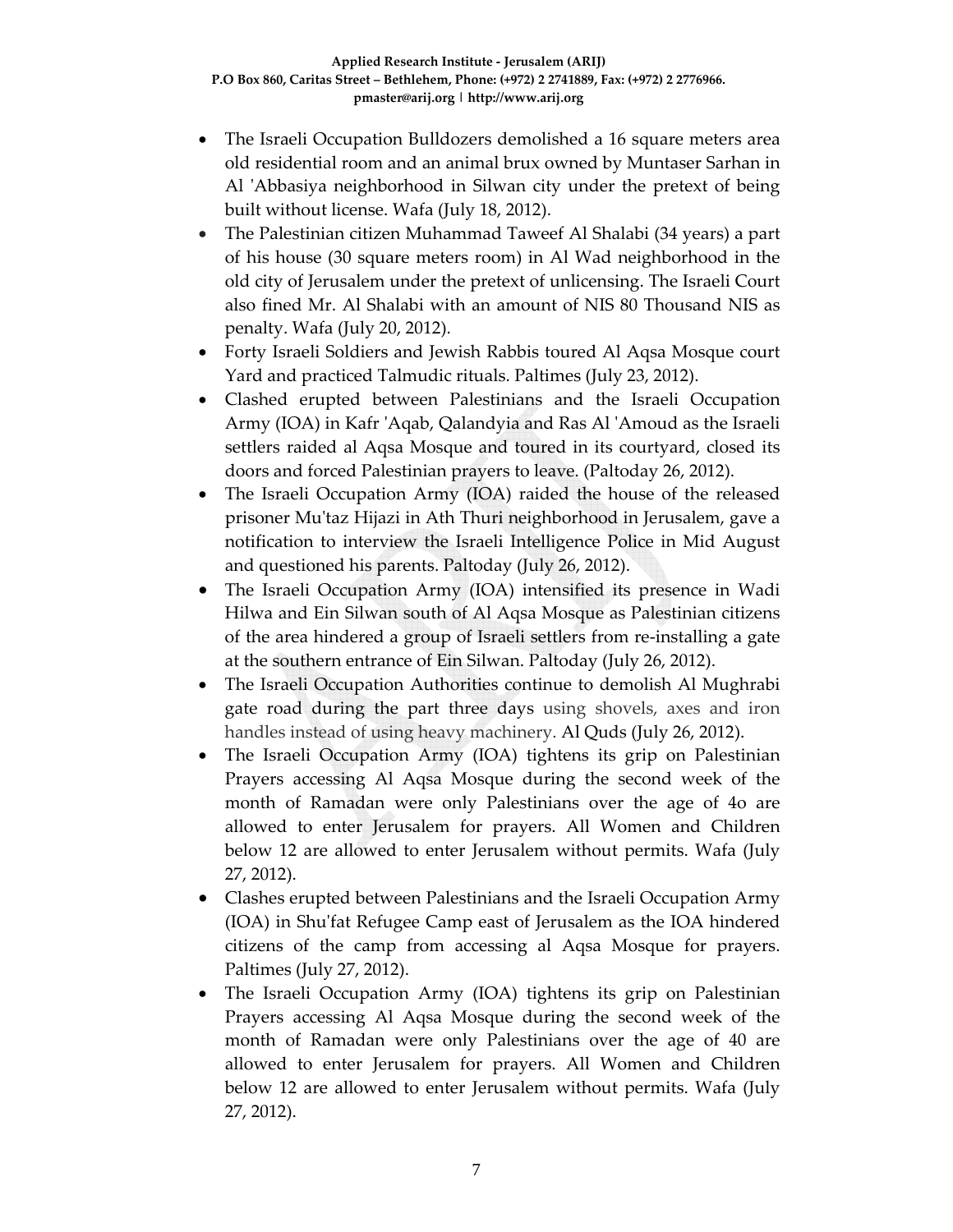- The Israeli Occupation Bulldozers demolished a 16 square meters area old residential room and an animal brux owned by Muntaser Sarhan in Al 'Abbasiya neighborhood in Silwan city under the pretext of being built without license. Wafa (July 18, 2012).
- The Palestinian citizen Muhammad Taweef Al Shalabi (34 years) a part of his house (30 square meters room) in Al Wad neighborhood in the old city of Jerusalem under the pretext of unlicensing. The Israeli Court also fined Mr. Al Shalabi with an amount of NIS 80 Thousand NIS as penalty. Wafa (July 20, 2012).
- Forty Israeli Soldiers and Jewish Rabbis toured Al Aqsa Mosque court Yard and practiced Talmudic rituals. Paltimes (July 23, 2012).
- Clashed erupted between Palestinians and the Israeli Occupation Army (IOA) in Kafr 'Aqab, Qalandyia and Ras Al 'Amoud as the Israeli settlers raided al Aqsa Mosque and toured in its courtyard, closed its doors and forced Palestinian prayers to leave. (Paltoday 26, 2012).
- The Israeli Occupation Army (IOA) raided the house of the released prisoner Mu'taz Hijazi in Ath Thuri neighborhood in Jerusalem, gave a notification to interview the Israeli Intelligence Police in Mid August and questioned his parents. Paltoday (July 26, 2012).
- The Israeli Occupation Army (IOA) intensified its presence in Wadi Hilwa and Ein Silwan south of Al Aqsa Mosque as Palestinian citizens of the area hindered a group of Israeli settlers from re-installing a gate at the southern entrance of Ein Silwan. Paltoday (July 26, 2012).
- The Israeli Occupation Authorities continue to demolish Al Mughrabi gate road during the part three days using shovels, axes and iron handles instead of using heavy machinery. Al Quds (July 26, 2012).
- The Israeli Occupation Army (IOA) tightens its grip on Palestinian Prayers accessing Al Aqsa Mosque during the second week of the month of Ramadan were only Palestinians over the age of 4o are allowed to enter Jerusalem for prayers. All Women and Children below 12 are allowed to enter Jerusalem without permits. Wafa (July 27, 2012).
- Clashes erupted between Palestinians and the Israeli Occupation Army (IOA) in Shu'fat Refugee Camp east of Jerusalem as the IOA hindered citizens of the camp from accessing al Aqsa Mosque for prayers. Paltimes (July 27, 2012).
- The Israeli Occupation Army (IOA) tightens its grip on Palestinian Prayers accessing Al Aqsa Mosque during the second week of the month of Ramadan were only Palestinians over the age of 40 are allowed to enter Jerusalem for prayers. All Women and Children below 12 are allowed to enter Jerusalem without permits. Wafa (July 27, 2012).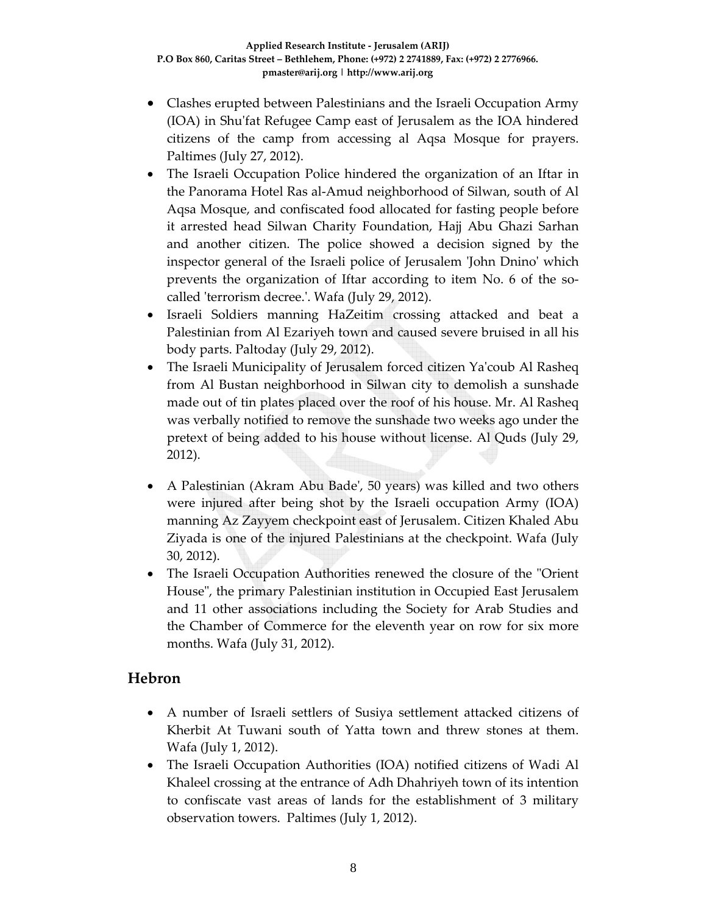- Clashes erupted between Palestinians and the Israeli Occupation Army (IOA) in Shu'fat Refugee Camp east of Jerusalem as the IOA hindered citizens of the camp from accessing al Aqsa Mosque for prayers. Paltimes (July 27, 2012).
- The Israeli Occupation Police hindered the organization of an Iftar in the Panorama Hotel Ras al-Amud neighborhood of Silwan, south of Al Aqsa Mosque, and confiscated food allocated for fasting people before it arrested head Silwan Charity Foundation, Hajj Abu Ghazi Sarhan and another citizen. The police showed a decision signed by the inspector general of the Israeli police of Jerusalem 'John Dnino' which prevents the organization of Iftar according to item No. 6 of the so-called 'terrorism decree.'. Wafa (July 29, 2012).
- Israeli Soldiers manning HaZeitim crossing attacked and beat a Palestinian from Al Ezariyeh town and caused severe bruised in all his body parts. Paltoday (July 29, 2012).
- The Israeli Municipality of Jerusalem forced citizen Ya'coub Al Rasheq from Al Bustan neighborhood in Silwan city to demolish a sunshade made out of tin plates placed over the roof of his house. Mr. Al Rasheq was verbally notified to remove the sunshade two weeks ago under the pretext of being added to his house without license. Al Quds (July 29, 2012).
- A Palestinian (Akram Abu Bade', 50 years) was killed and two others were injured after being shot by the Israeli occupation Army (IOA) manning Az Zayyem checkpoint east of Jerusalem. Citizen Khaled Abu Ziyada is one of the injured Palestinians at the checkpoint. Wafa (July 30, 2012).
- The Israeli Occupation Authorities renewed the closure of the "Orient House", the primary Palestinian institution in Occupied East Jerusalem and 11 other associations including the Society for Arab Studies and the Chamber of Commerce for the eleventh year on row for six more months. Wafa (July 31, 2012).

## Hebron

- A number of Israeli settlers of Susiya settlement attacked citizens of Kherbit At Tuwani south of Yatta town and threw stones at them. Wafa (July 1, 2012).
- The Israeli Occupation Authorities (IOA) notified citizens of Wadi Al Khaleel crossing at the entrance of Adh Dhahriyeh town of its intention to confiscate vast areas of lands for the establishment of 3 military observation towers. Paltimes (July 1, 2012).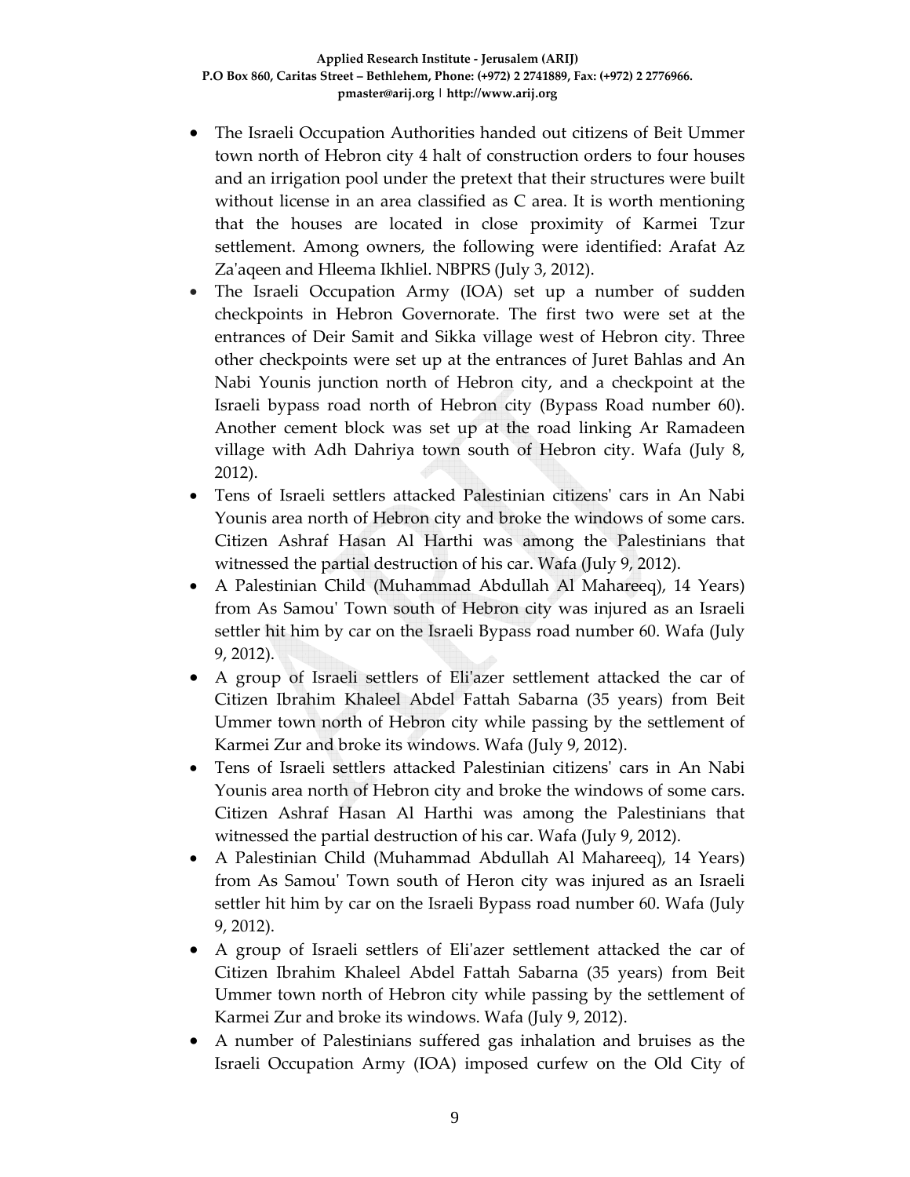- The Israeli Occupation Authorities handed out citizens of Beit Ummer town north of Hebron city 4 halt of construction orders to four houses and an irrigation pool under the pretext that their structures were built without license in an area classified as C area. It is worth mentioning that the houses are located in close proximity of Karmei Tzur settlement. Among owners, the following were identified: Arafat Az Za'aqeen and Hleema Ikhliel. NBPRS (July 3, 2012).
- The Israeli Occupation Army (IOA) set up a number of sudden checkpoints in Hebron Governorate. The first two were set at the entrances of Deir Samit and Sikka village west of Hebron city. Three other checkpoints were set up at the entrances of Juret Bahlas and An Nabi Younis junction north of Hebron city, and a checkpoint at the Israeli bypass road north of Hebron city (Bypass Road number 60). Another cement block was set up at the road linking Ar Ramadeen village with Adh Dahriya town south of Hebron city. Wafa (July 8, 2012).
- Tens of Israeli settlers attacked Palestinian citizens' cars in An Nabi Younis area north of Hebron city and broke the windows of some cars. Citizen Ashraf Hasan Al Harthi was among the Palestinians that witnessed the partial destruction of his car. Wafa (July 9, 2012).
- A Palestinian Child (Muhammad Abdullah Al Mahareeq), 14 Years) from As Samou' Town south of Hebron city was injured as an Israeli settler hit him by car on the Israeli Bypass road number 60. Wafa (July 9, 2012).
- A group of Israeli settlers of Eli'azer settlement attacked the car of Citizen Ibrahim Khaleel Abdel Fattah Sabarna (35 years) from Beit Ummer town north of Hebron city while passing by the settlement of Karmei Zur and broke its windows. Wafa (July 9, 2012).
- Tens of Israeli settlers attacked Palestinian citizens' cars in An Nabi Younis area north of Hebron city and broke the windows of some cars. Citizen Ashraf Hasan Al Harthi was among the Palestinians that witnessed the partial destruction of his car. Wafa (July 9, 2012).
- A Palestinian Child (Muhammad Abdullah Al Mahareeq), 14 Years) from As Samou' Town south of Heron city was injured as an Israeli settler hit him by car on the Israeli Bypass road number 60. Wafa (July 9, 2012).
- A group of Israeli settlers of Eli'azer settlement attacked the car of Citizen Ibrahim Khaleel Abdel Fattah Sabarna (35 years) from Beit Ummer town north of Hebron city while passing by the settlement of Karmei Zur and broke its windows. Wafa (July 9, 2012).
- A number of Palestinians suffered gas inhalation and bruises as the Israeli Occupation Army (IOA) imposed curfew on the Old City of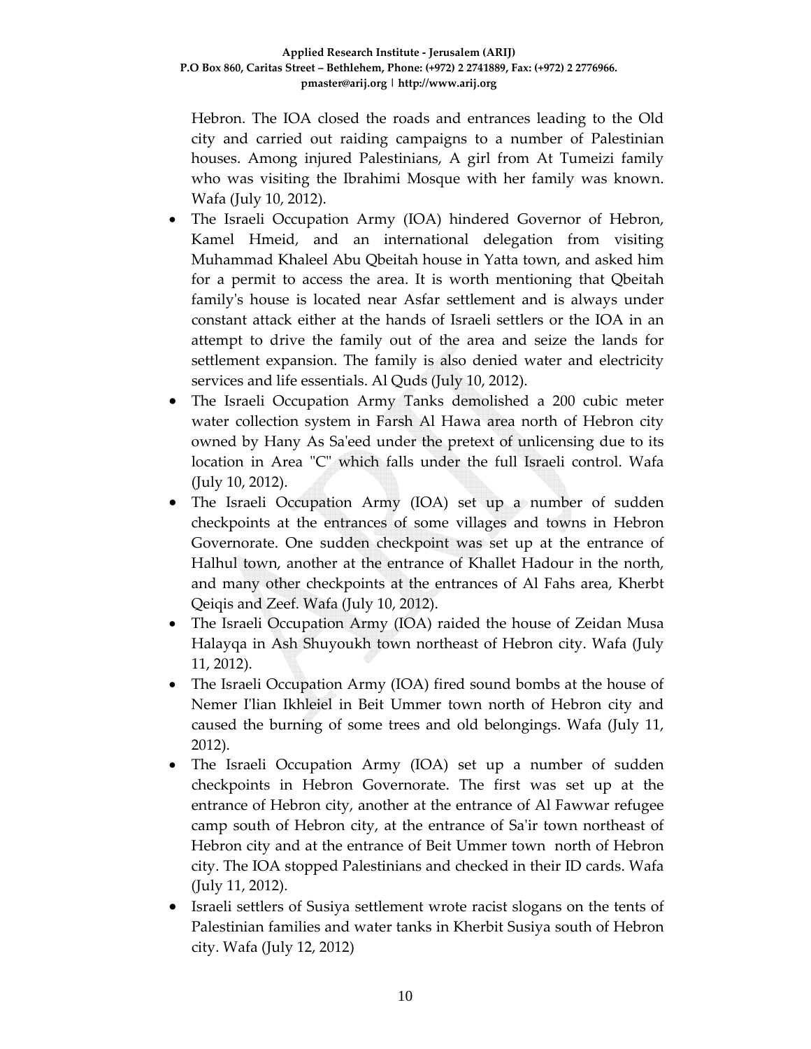Hebron. The IOA closed the roads and entrances leading to the Old city and carried out raiding campaigns to a number of Palestinian houses. Among injured Palestinians, A girl from At Tumeizi family who was visiting the Ibrahimi Mosque with her family was known. Wafa (July 10, 2012).

- The Israeli Occupation Army (IOA) hindered Governor of Hebron, Kamel Hmeid, and an international delegation from visiting Muhammad Khaleel Abu Qbeitah house in Yatta town, and asked him for a permit to access the area. It is worth mentioning that Qbeitah family's house is located near Asfar settlement and is always under constant attack either at the hands of Israeli settlers or the IOA in an attempt to drive the family out of the area and seize the lands for settlement expansion. The family is also denied water and electricity services and life essentials. Al Quds (July 10, 2012).
- The Israeli Occupation Army Tanks demolished a 200 cubic meter water collection system in Farsh Al Hawa area north of Hebron city owned by Hany As Sa'eed under the pretext of unlicensing due to its location in Area "C" which falls under the full Israeli control. Wafa (July 10, 2012).
- The Israeli Occupation Army (IOA) set up a number of sudden checkpoints at the entrances of some villages and towns in Hebron Governorate. One sudden checkpoint was set up at the entrance of Halhul town, another at the entrance of Khallet Hadour in the north, and many other checkpoints at the entrances of Al Fahs area, Kherbt Qeiqis and Zeef. Wafa (July 10, 2012).
- The Israeli Occupation Army (IOA) raided the house of Zeidan Musa Halayqa in Ash Shuyoukh town northeast of Hebron city. Wafa (July 11, 2012).
- The Israeli Occupation Army (IOA) fired sound bombs at the house of Nemer I'lian Ikhleiel in Beit Ummer town north of Hebron city and caused the burning of some trees and old belongings. Wafa (July 11, 2012).
- The Israeli Occupation Army (IOA) set up a number of sudden checkpoints in Hebron Governorate. The first was set up at the entrance of Hebron city, another at the entrance of Al Fawwar refugee camp south of Hebron city, at the entrance of Sa'ir town northeast of Hebron city and at the entrance of Beit Ummer town north of Hebron city. The IOA stopped Palestinians and checked in their ID cards. Wafa (July 11, 2012).
- Israeli settlers of Susiya settlement wrote racist slogans on the tents of Palestinian families and water tanks in Kherbit Susiya south of Hebron city. Wafa (July 12, 2012)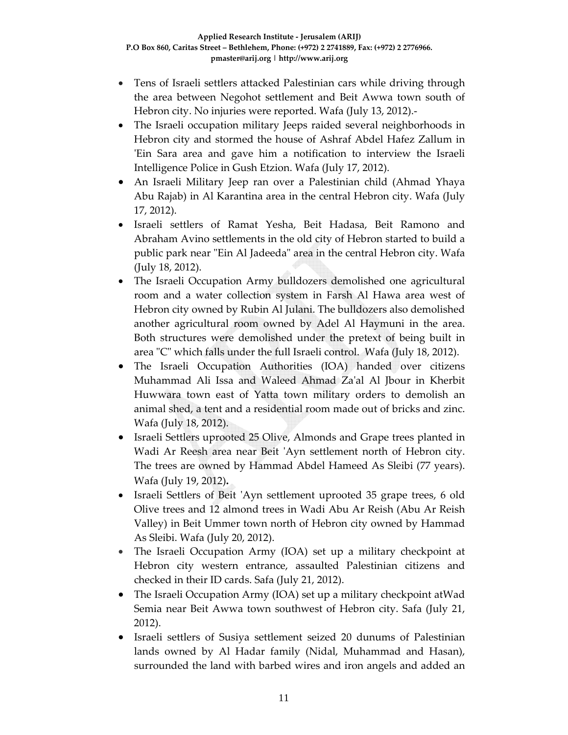- Tens of Israeli settlers attacked Palestinian cars while driving through the area between Negohot settlement and Beit Awwa town south of Hebron city. No injuries were reported. Wafa (July 13, 2012).-
- The Israeli occupation military Jeeps raided several neighborhoods in Hebron city and stormed the house of Ashraf Abdel Hafez Zallum in 'Ein Sara area and gave him a notification to interview the Israeli Intelligence Police in Gush Etzion. Wafa (July 17, 2012).
- An Israeli Military Jeep ran over a Palestinian child (Ahmad Yhaya Abu Rajab) in Al Karantina area in the central Hebron city. Wafa (July 17, 2012).
- Israeli settlers of Ramat Yesha, Beit Hadasa, Beit Ramono and Abraham Avino settlements in the old city of Hebron started to build a public park near "Ein Al Jadeeda" area in the central Hebron city. Wafa (July 18, 2012).
- The Israeli Occupation Army bulldozers demolished one agricultural room and a water collection system in Farsh Al Hawa area west of Hebron city owned by Rubin Al Julani. The bulldozers also demolished another agricultural room owned by Adel Al Haymuni in the area. Both structures were demolished under the pretext of being built in area "C" which falls under the full Israeli control. Wafa (July 18, 2012).
- The Israeli Occupation Authorities (IOA) handed over citizens Muhammad Ali Issa and Waleed Ahmad Za'al Al Jbour in Kherbit Huwwara town east of Yatta town military orders to demolish an animal shed, a tent and a residential room made out of bricks and zinc. Wafa (July 18, 2012).
- Israeli Settlers uprooted 25 Olive, Almonds and Grape trees planted in Wadi Ar Reesh area near Beit 'Ayn settlement north of Hebron city. The trees are owned by Hammad Abdel Hameed As Sleibi (77 years). Wafa (July 19, 2012)**.**
- Israeli Settlers of Beit 'Ayn settlement uprooted 35 grape trees, 6 old Olive trees and 12 almond trees in Wadi Abu Ar Reish (Abu Ar Reish Valley) in Beit Ummer town north of Hebron city owned by Hammad As Sleibi. Wafa (July 20, 2012).
- The Israeli Occupation Army (IOA) set up a military checkpoint at Hebron city western entrance, assaulted Palestinian citizens and checked in their ID cards. Safa (July 21, 2012).
- The Israeli Occupation Army (IOA) set up a military checkpoint atWad Semia near Beit Awwa town southwest of Hebron city. Safa (July 21, 2012).
- Israeli settlers of Susiya settlement seized 20 dunums of Palestinian lands owned by Al Hadar family (Nidal, Muhammad and Hasan), surrounded the land with barbed wires and iron angels and added an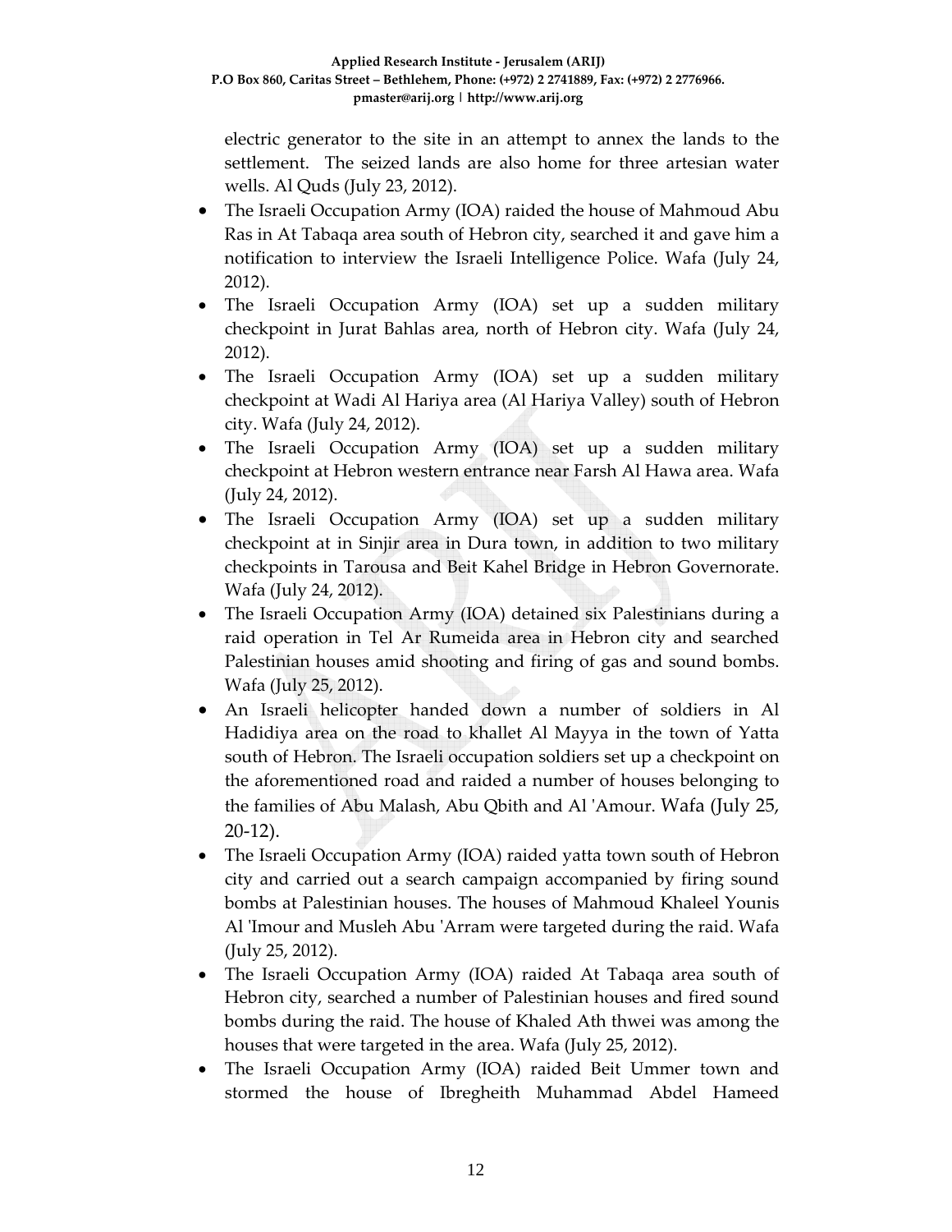electric generator to the site in an attempt to annex the lands to the settlement. The seized lands are also home for three artesian water wells. Al Quds (July 23, 2012).

- The Israeli Occupation Army (IOA) raided the house of Mahmoud Abu Ras in At Tabaqa area south of Hebron city, searched it and gave him a notification to interview the Israeli Intelligence Police. Wafa (July 24, 2012).
- The Israeli Occupation Army (IOA) set up a sudden military checkpoint in Jurat Bahlas area, north of Hebron city. Wafa (July 24, 2012).
- The Israeli Occupation Army (IOA) set up a sudden military checkpoint at Wadi Al Hariya area (Al Hariya Valley) south of Hebron city. Wafa (July 24, 2012).
- The Israeli Occupation Army (IOA) set up a sudden military checkpoint at Hebron western entrance near Farsh Al Hawa area. Wafa (July 24, 2012).
- The Israeli Occupation Army (IOA) set up a sudden military checkpoint at in Sinjir area in Dura town, in addition to two military checkpoints in Tarousa and Beit Kahel Bridge in Hebron Governorate. Wafa (July 24, 2012).
- The Israeli Occupation Army (IOA) detained six Palestinians during a raid operation in Tel Ar Rumeida area in Hebron city and searched Palestinian houses amid shooting and firing of gas and sound bombs. Wafa (July 25, 2012).
- An Israeli helicopter handed down a number of soldiers in Al Hadidiya area on the road to khallet Al Mayya in the town of Yatta south of Hebron. The Israeli occupation soldiers set up a checkpoint on the aforementioned road and raided a number of houses belonging to the families of Abu Malash, Abu Qbith and Al 'Amour. Wafa (July 25, 20-12).
- The Israeli Occupation Army (IOA) raided yatta town south of Hebron city and carried out a search campaign accompanied by firing sound bombs at Palestinian houses. The houses of Mahmoud Khaleel Younis Al 'Imour and Musleh Abu 'Arram were targeted during the raid. Wafa (July 25, 2012).
- The Israeli Occupation Army (IOA) raided At Tabaqa area south of Hebron city, searched a number of Palestinian houses and fired sound bombs during the raid. The house of Khaled Ath thwei was among the houses that were targeted in the area. Wafa (July 25, 2012).
- The Israeli Occupation Army (IOA) raided Beit Ummer town and stormed the house of Ibregheith Muhammad Abdel Hameed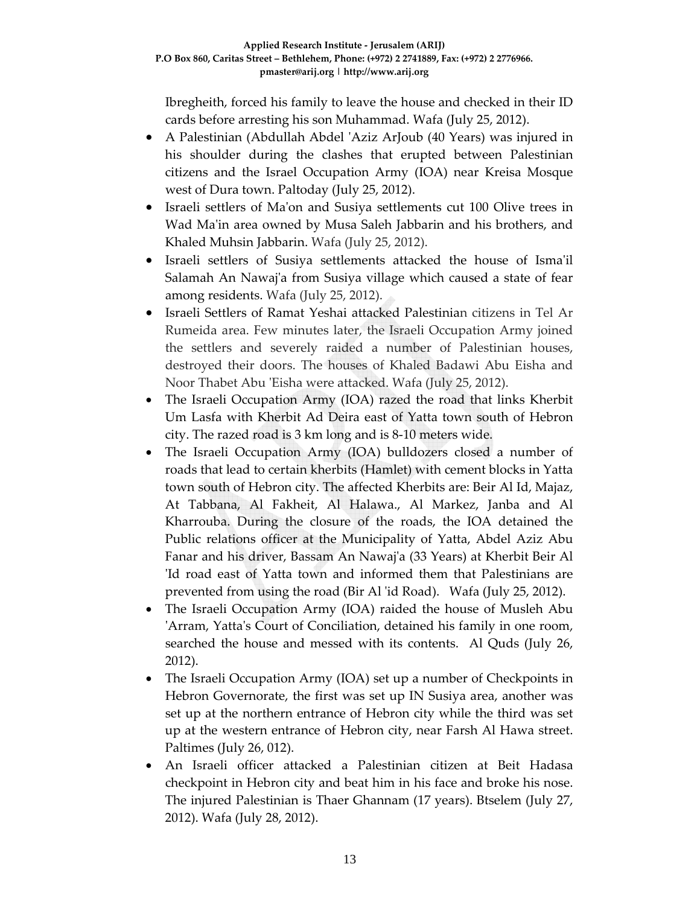Ibregheith, forced his family to leave the house and checked in their ID cards before arresting his son Muhammad. Wafa (July 25, 2012).

- A Palestinian (Abdullah Abdel 'Aziz ArJoub (40 Years) was injured in his shoulder during the clashes that erupted between Palestinian citizens and the Israel Occupation Army (IOA) near Kreisa Mosque west of Dura town. Paltoday (July 25, 2012).
- Israeli settlers of Ma'on and Susiya settlements cut 100 Olive trees in Wad Ma'in area owned by Musa Saleh Jabbarin and his brothers, and Khaled Muhsin Jabbarin. Wafa (July 25, 2012).
- Israeli settlers of Susiya settlements attacked the house of Isma'il Salamah An Nawaj'a from Susiya village which caused a state of fear among residents. Wafa (July 25, 2012).
- Israeli Settlers of Ramat Yeshai attacked Palestinian citizens in Tel Ar Rumeida area. Few minutes later, the Israeli Occupation Army joined the settlers and severely raided a number of Palestinian houses, destroyed their doors. The houses of Khaled Badawi Abu Eisha and Noor Thabet Abu 'Eisha were attacked. Wafa (July 25, 2012).
- The Israeli Occupation Army (IOA) razed the road that links Kherbit Um Lasfa with Kherbit Ad Deira east of Yatta town south of Hebron city. The razed road is 3 km long and is 8-10 meters wide.
- The Israeli Occupation Army (IOA) bulldozers closed a number of roads that lead to certain kherbits (Hamlet) with cement blocks in Yatta town south of Hebron city. The affected Kherbits are: Beir Al Id, Majaz, At Tabbana, Al Fakheit, Al Halawa., Al Markez, Janba and Al Kharrouba. During the closure of the roads, the IOA detained the Public relations officer at the Municipality of Yatta, Abdel Aziz Abu Fanar and his driver, Bassam An Nawaj'a (33 Years) at Kherbit Beir Al 'Id road east of Yatta town and informed them that Palestinians are prevented from using the road (Bir Al 'id Road). Wafa (July 25, 2012).
- The Israeli Occupation Army (IOA) raided the house of Musleh Abu 'Arram, Yatta's Court of Conciliation, detained his family in one room, searched the house and messed with its contents. Al Quds (July 26, 2012).
- The Israeli Occupation Army (IOA) set up a number of Checkpoints in Hebron Governorate, the first was set up IN Susiya area, another was set up at the northern entrance of Hebron city while the third was set up at the western entrance of Hebron city, near Farsh Al Hawa street. Paltimes (July 26, 012).
- An Israeli officer attacked a Palestinian citizen at Beit Hadasa checkpoint in Hebron city and beat him in his face and broke his nose. The injured Palestinian is Thaer Ghannam (17 years). Btselem (July 27, 2012). Wafa (July 28, 2012).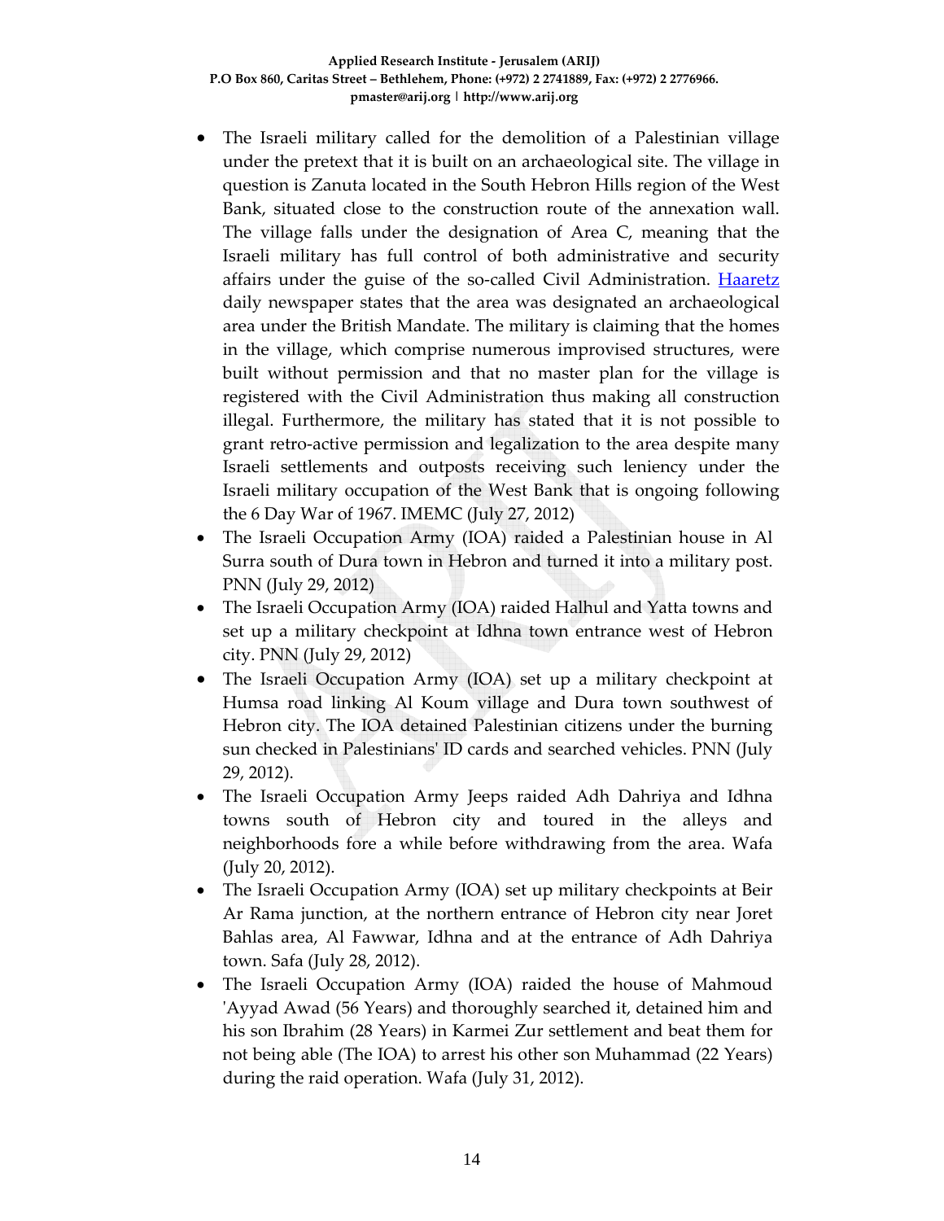- The Israeli military called for the demolition of a Palestinian village under the pretext that it is built on an archaeological site. The village in question is Zanuta located in the South Hebron Hills region of the West Bank, situated close to the construction route of the annexation wall. The village falls under the designation of Area C, meaning that the Israeli military has full control of both administrative and security affairs under the guise of the so-called Civil Administration. Haaretz daily newspaper states that the area was designated an archaeological area under the British Mandate. The military is claiming that the homes in the village, which comprise numerous improvised structures, were built without permission and that no master plan for the village is registered with the Civil Administration thus making all construction illegal. Furthermore, the military has stated that it is not possible to grant retro-active permission and legalization to the area despite many Israeli settlements and outposts receiving such leniency under the Israeli military occupation of the West Bank that is ongoing following the 6 Day War of 1967. IMEMC (July 27, 2012)
- The Israeli Occupation Army (IOA) raided a Palestinian house in Al Surra south of Dura town in Hebron and turned it into a military post. PNN (July 29, 2012)
- The Israeli Occupation Army (IOA) raided Halhul and Yatta towns and set up a military checkpoint at Idhna town entrance west of Hebron city. PNN (July 29, 2012)
- The Israeli Occupation Army (IOA) set up a military checkpoint at Humsa road linking Al Koum village and Dura town southwest of Hebron city. The IOA detained Palestinian citizens under the burning sun checked in Palestinians' ID cards and searched vehicles. PNN (July 29, 2012).
- The Israeli Occupation Army Jeeps raided Adh Dahriya and Idhna towns south of Hebron city and toured in the alleys and neighborhoods fore a while before withdrawing from the area. Wafa (July 20, 2012).
- The Israeli Occupation Army (IOA) set up military checkpoints at Beir Ar Rama junction, at the northern entrance of Hebron city near Joret Bahlas area, Al Fawwar, Idhna and at the entrance of Adh Dahriya town. Safa (July 28, 2012).
- The Israeli Occupation Army (IOA) raided the house of Mahmoud 'Ayyad Awad (56 Years) and thoroughly searched it, detained him and his son Ibrahim (28 Years) in Karmei Zur settlement and beat them for not being able (The IOA) to arrest his other son Muhammad (22 Years) during the raid operation. Wafa (July 31, 2012).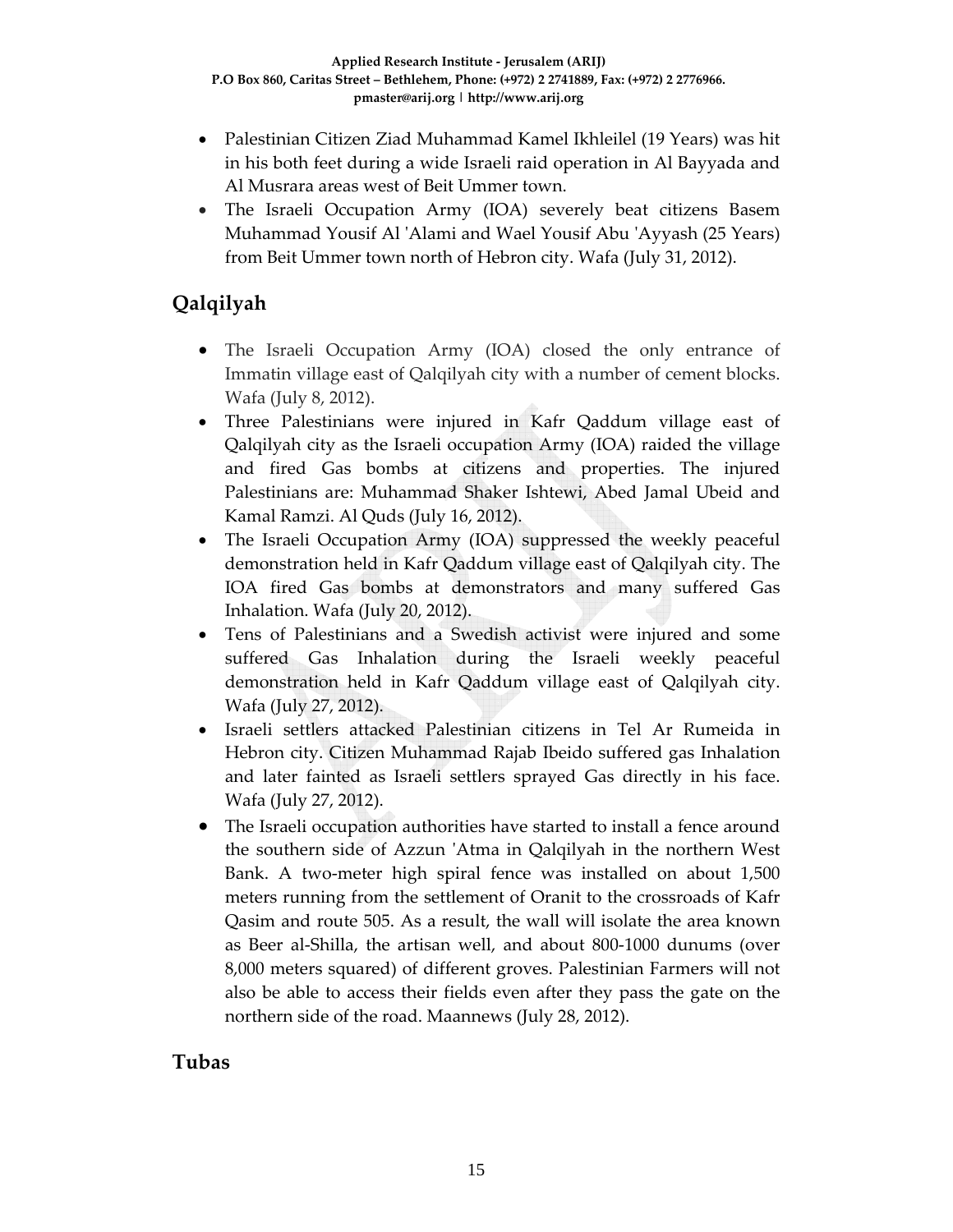- Palestinian Citizen Ziad Muhammad Kamel Ikhleilel (19 Years) was hit in his both feet during a wide Israeli raid operation in Al Bayyada and Al Musrara areas west of Beit Ummer town.
- The Israeli Occupation Army (IOA) severely beat citizens Basem Muhammad Yousif Al 'Alami and Wael Yousif Abu 'Ayyash (25 Years) from Beit Ummer town north of Hebron city. Wafa (July 31, 2012).

## Qalqilyah

- The Israeli Occupation Army (IOA) closed the only entrance of Immatin village east of Qalqilyah city with a number of cement blocks. Wafa (July 8, 2012).
- Three Palestinians were injured in Kafr Qaddum village east of Qalqilyah city as the Israeli occupation Army (IOA) raided the village and fired Gas bombs at citizens and properties. The injured Palestinians are: Muhammad Shaker Ishtewi, Abed Jamal Ubeid and Kamal Ramzi. Al Quds (July 16, 2012).
- The Israeli Occupation Army (IOA) suppressed the weekly peaceful demonstration held in Kafr Qaddum village east of Qalqilyah city. The IOA fired Gas bombs at demonstrators and many suffered Gas Inhalation. Wafa (July 20, 2012).
- Tens of Palestinians and a Swedish activist were injured and some suffered Gas Inhalation during the Israeli weekly peaceful demonstration held in Kafr Qaddum village east of Qalqilyah city. Wafa (July 27, 2012).
- Israeli settlers attacked Palestinian citizens in Tel Ar Rumeida in Hebron city. Citizen Muhammad Rajab Ibeido suffered gas Inhalation and later fainted as Israeli settlers sprayed Gas directly in his face. Wafa (July 27, 2012).
- The Israeli occupation authorities have started to install a fence around the southern side of Azzun 'Atma in Qalqilyah in the northern West Bank. A two-meter high spiral fence was installed on about 1,500 meters running from the settlement of Oranit to the crossroads of Kafr Qasim and route 505. As a result, the wall will isolate the area known as Beer al-Shilla, the artisan well, and about 800-1000 dunums (over 8,000 meters squared) of different groves. Palestinian Farmers will not also be able to access their fields even after they pass the gate on the northern side of the road. Maannews (July 28, 2012).

## Tubas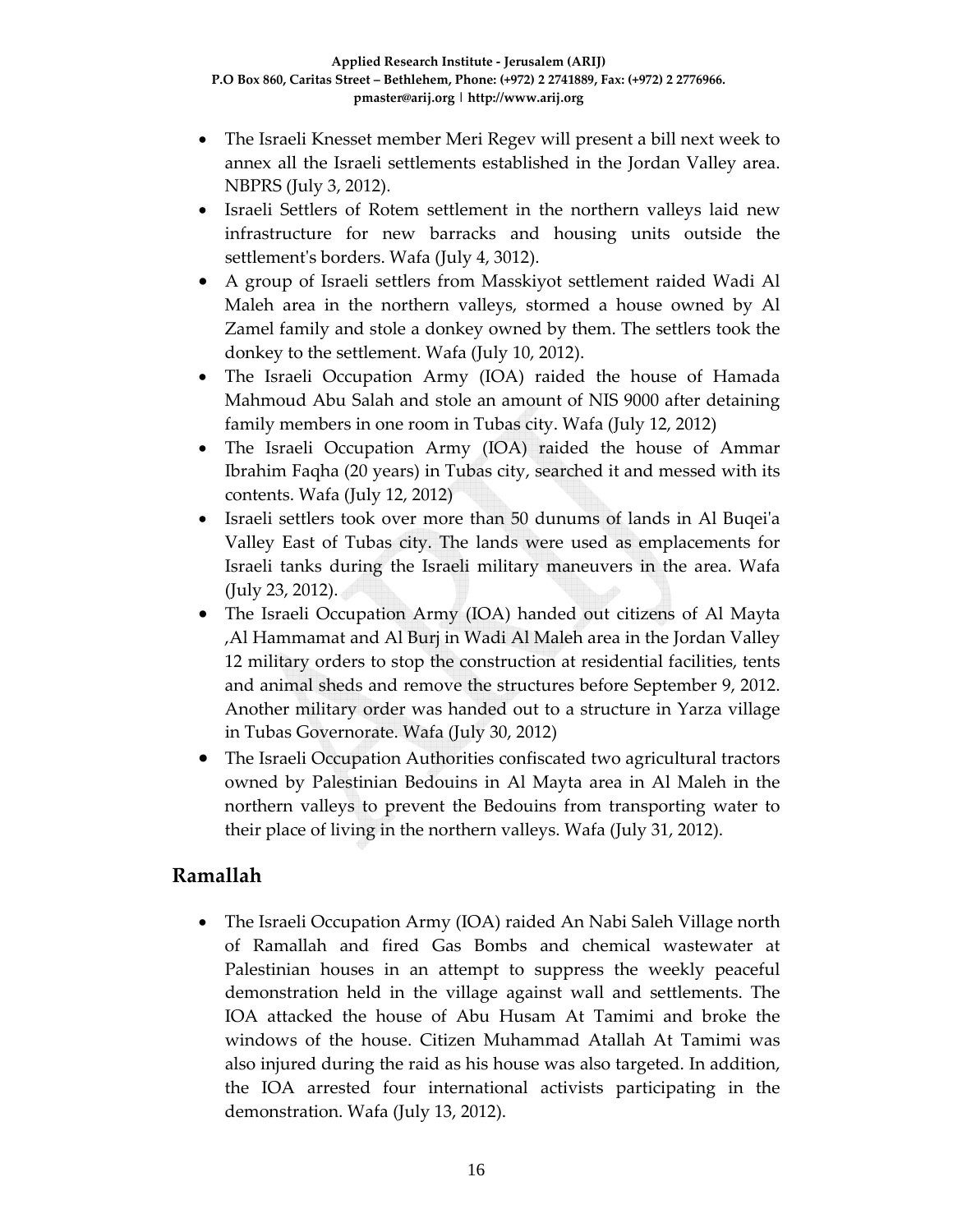- The Israeli Knesset member Meri Regev will present a bill next week to annex all the Israeli settlements established in the Jordan Valley area. NBPRS (July 3, 2012).
- Israeli Settlers of Rotem settlement in the northern valleys laid new infrastructure for new barracks and housing units outside the settlement's borders. Wafa (July 4, 3012).
- A group of Israeli settlers from Masskiyot settlement raided Wadi Al Maleh area in the northern valleys, stormed a house owned by Al Zamel family and stole a donkey owned by them. The settlers took the donkey to the settlement. Wafa (July 10, 2012).
- The Israeli Occupation Army (IOA) raided the house of Hamada Mahmoud Abu Salah and stole an amount of NIS 9000 after detaining family members in one room in Tubas city. Wafa (July 12, 2012)
- The Israeli Occupation Army (IOA) raided the house of Ammar Ibrahim Faqha (20 years) in Tubas city, searched it and messed with its contents. Wafa (July 12, 2012)
- Israeli settlers took over more than 50 dunums of lands in Al Buqei'a Valley East of Tubas city. The lands were used as emplacements for Israeli tanks during the Israeli military maneuvers in the area. Wafa (July 23, 2012).
- The Israeli Occupation Army (IOA) handed out citizens of Al Mayta ,Al Hammamat and Al Burj in Wadi Al Maleh area in the Jordan Valley 12 military orders to stop the construction at residential facilities, tents and animal sheds and remove the structures before September 9, 2012. Another military order was handed out to a structure in Yarza village in Tubas Governorate. Wafa (July 30, 2012)
- The Israeli Occupation Authorities confiscated two agricultural tractors owned by Palestinian Bedouins in Al Mayta area in Al Maleh in the northern valleys to prevent the Bedouins from transporting water to their place of living in the northern valleys. Wafa (July 31, 2012).

## Ramallah

- The Israeli Occupation Army (IOA) raided An Nabi Saleh Village north of Ramallah and fired Gas Bombs and chemical wastewater at Palestinian houses in an attempt to suppress the weekly peaceful demonstration held in the village against wall and settlements. The IOA attacked the house of Abu Husam At Tamimi and broke the windows of the house. Citizen Muhammad Atallah At Tamimi was also injured during the raid as his house was also targeted. In addition, the IOA arrested four international activists participating in the demonstration. Wafa (July 13, 2012).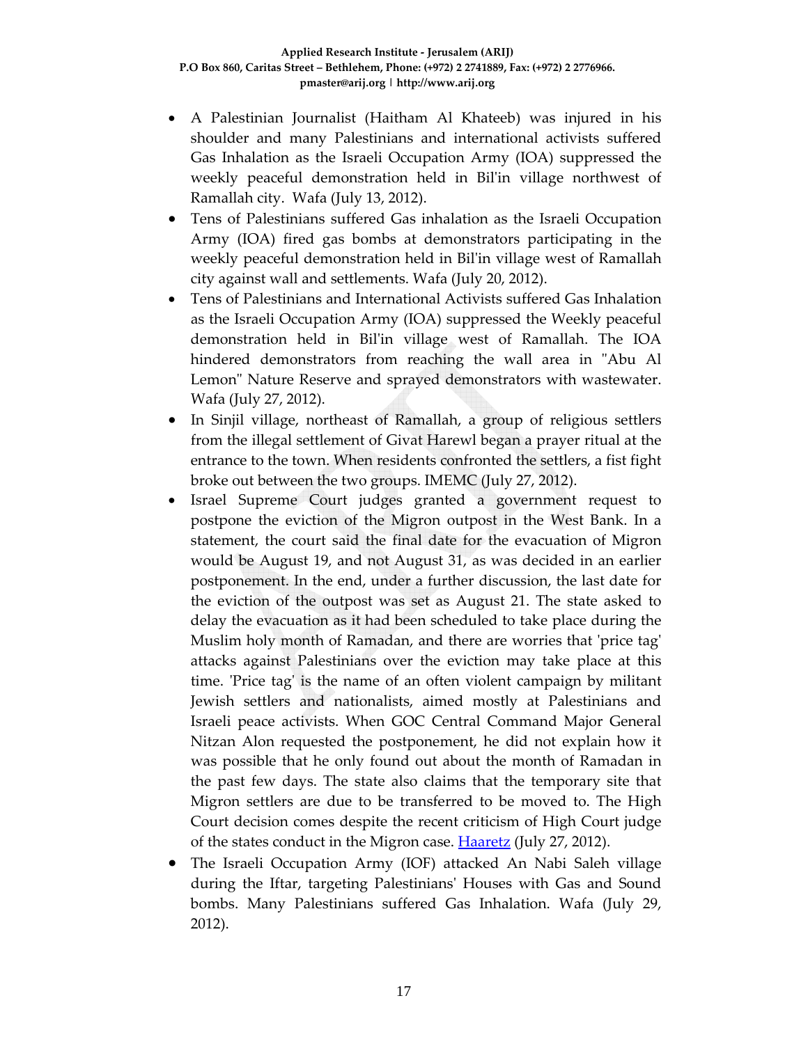- A Palestinian Journalist (Haitham Al Khateeb) was injured in his shoulder and many Palestinians and international activists suffered Gas Inhalation as the Israeli Occupation Army (IOA) suppressed the weekly peaceful demonstration held in Bil'in village northwest of Ramallah city. Wafa (July 13, 2012).
- Tens of Palestinians suffered Gas inhalation as the Israeli Occupation Army (IOA) fired gas bombs at demonstrators participating in the weekly peaceful demonstration held in Bil'in village west of Ramallah city against wall and settlements. Wafa (July 20, 2012).
- Tens of Palestinians and International Activists suffered Gas Inhalation as the Israeli Occupation Army (IOA) suppressed the Weekly peaceful demonstration held in Bil'in village west of Ramallah. The IOA hindered demonstrators from reaching the wall area in "Abu Al Lemon" Nature Reserve and sprayed demonstrators with wastewater. Wafa (July 27, 2012).
- In Sinjil village, northeast of Ramallah, a group of religious settlers from the illegal settlement of Givat Harewl began a prayer ritual at the entrance to the town. When residents confronted the settlers, a fist fight broke out between the two groups. IMEMC (July 27, 2012).
- Israel Supreme Court judges granted a government request to postpone the eviction of the Migron outpost in the West Bank. In a statement, the court said the final date for the evacuation of Migron would be August 19, and not August 31, as was decided in an earlier postponement. In the end, under a further discussion, the last date for the eviction of the outpost was set as August 21. The state asked to delay the evacuation as it had been scheduled to take place during the Muslim holy month of Ramadan, and there are worries that 'price tag' attacks against Palestinians over the eviction may take place at this time. 'Price tag' is the name of an often violent campaign by militant Jewish settlers and nationalists, aimed mostly at Palestinians and Israeli peace activists. When GOC Central Command Major General Nitzan Alon requested the postponement, he did not explain how it was possible that he only found out about the month of Ramadan in the past few days. The state also claims that the temporary site that Migron settlers are due to be transferred to be moved to. The High Court decision comes despite the recent criticism of High Court judge of the states conduct in the Migron case. Haaretz (July 27, 2012).
- The Israeli Occupation Army (IOF) attacked An Nabi Saleh village during the Iftar, targeting Palestinians' Houses with Gas and Sound bombs. Many Palestinians suffered Gas Inhalation. Wafa (July 29, 2012).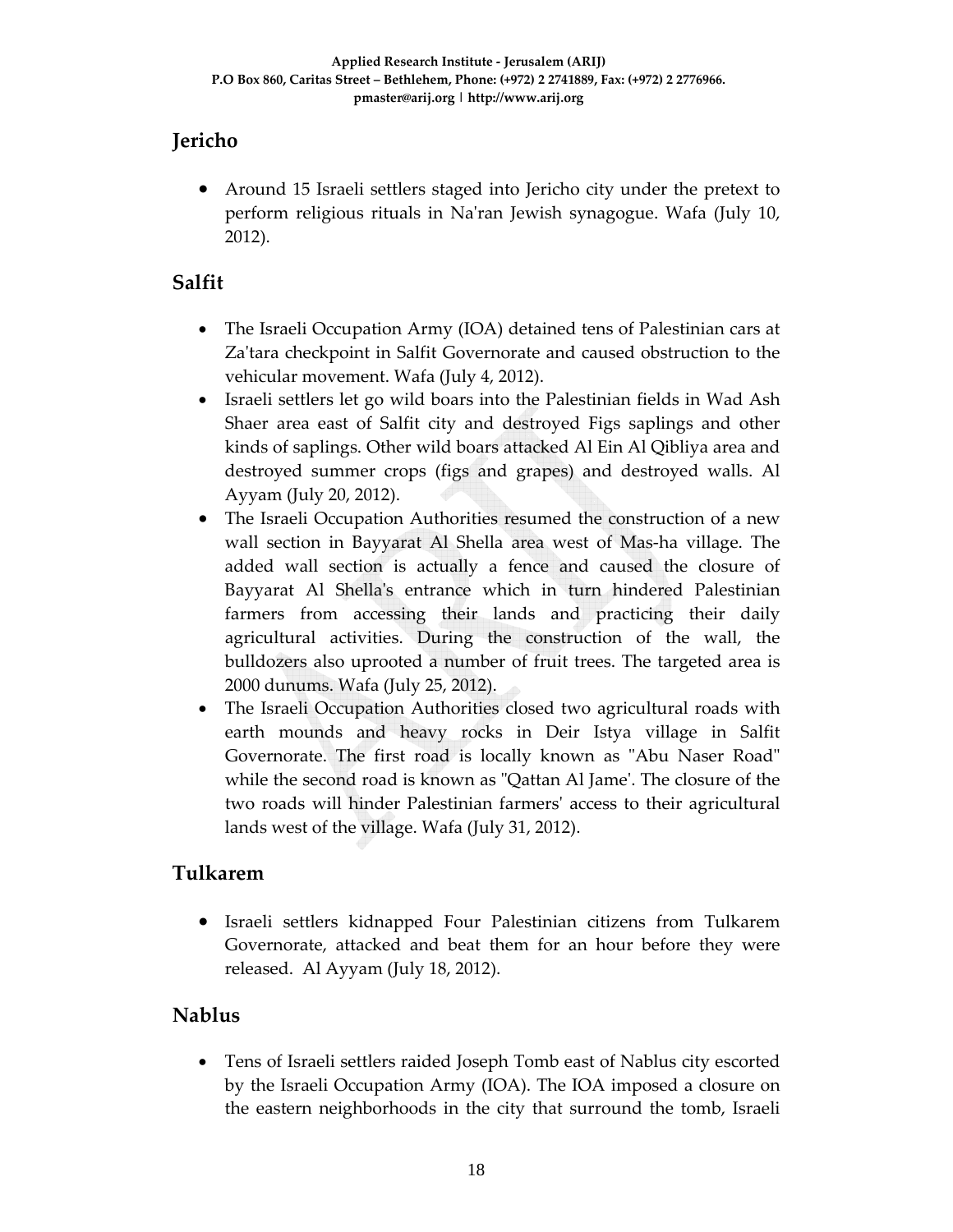## Jericho

- Around 15 Israeli settlers staged into Jericho city under the pretext to perform religious rituals in Na'ran Jewish synagogue. Wafa (July 10, 2012).

## Salfit

- The Israeli Occupation Army (IOA) detained tens of Palestinian cars at Za'tara checkpoint in Salfit Governorate and caused obstruction to the vehicular movement. Wafa (July 4, 2012).
- Israeli settlers let go wild boars into the Palestinian fields in Wad Ash Shaer area east of Salfit city and destroyed Figs saplings and other kinds of saplings. Other wild boars attacked Al Ein Al Qibliya area and destroyed summer crops (figs and grapes) and destroyed walls. Al Ayyam (July 20, 2012).
- The Israeli Occupation Authorities resumed the construction of a new wall section in Bayyarat Al Shella area west of Mas-ha village. The added wall section is actually a fence and caused the closure of Bayyarat Al Shella's entrance which in turn hindered Palestinian farmers from accessing their lands and practicing their daily agricultural activities. During the construction of the wall, the bulldozers also uprooted a number of fruit trees. The targeted area is 2000 dunums. Wafa (July 25, 2012).
- The Israeli Occupation Authorities closed two agricultural roads with earth mounds and heavy rocks in Deir Istya village in Salfit Governorate. The first road is locally known as "Abu Naser Road" while the second road is known as "Qattan Al Jame'. The closure of the two roads will hinder Palestinian farmers' access to their agricultural lands west of the village. Wafa (July 31, 2012).

## Tulkarem

- Israeli settlers kidnapped Four Palestinian citizens from Tulkarem Governorate, attacked and beat them for an hour before they were released. Al Ayyam (July 18, 2012).

## Nablus

- Tens of Israeli settlers raided Joseph Tomb east of Nablus city escorted by the Israeli Occupation Army (IOA). The IOA imposed a closure on the eastern neighborhoods in the city that surround the tomb, Israeli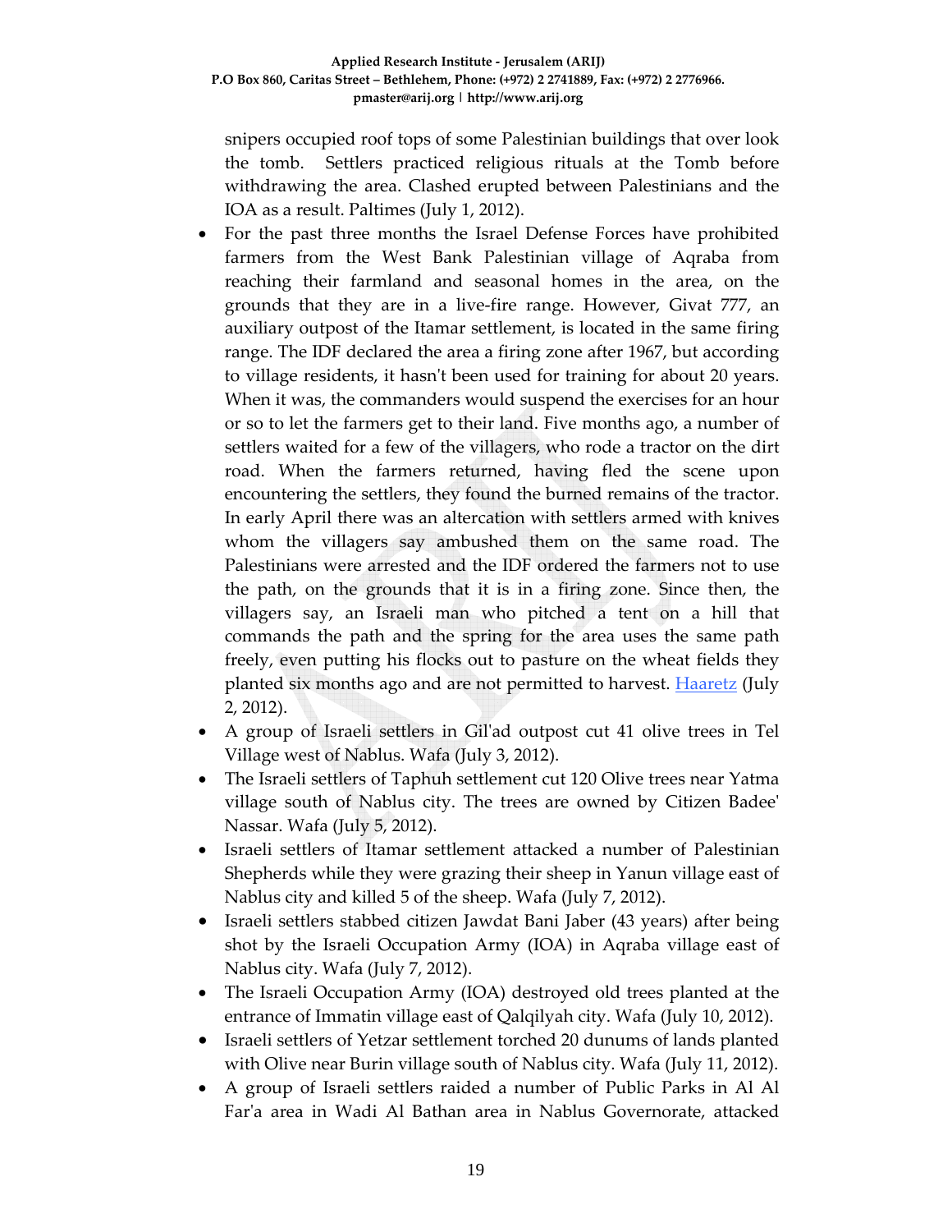snipers occupied roof tops of some Palestinian buildings that over look the tomb. Settlers practiced religious rituals at the Tomb before withdrawing the area. Clashed erupted between Palestinians and the IOA as a result. Paltimes (July 1, 2012).

- For the past three months the Israel Defense Forces have prohibited farmers from the West Bank Palestinian village of Aqraba from reaching their farmland and seasonal homes in the area, on the grounds that they are in a live-fire range. However, Givat 777, an auxiliary outpost of the Itamar settlement, is located in the same firing range. The IDF declared the area a firing zone after 1967, but according to village residents, it hasn't been used for training for about 20 years. When it was, the commanders would suspend the exercises for an hour or so to let the farmers get to their land. Five months ago, a number of settlers waited for a few of the villagers, who rode a tractor on the dirt road. When the farmers returned, having fled the scene upon encountering the settlers, they found the burned remains of the tractor. In early April there was an altercation with settlers armed with knives whom the villagers say ambushed them on the same road. The Palestinians were arrested and the IDF ordered the farmers not to use the path, on the grounds that it is in a firing zone. Since then, the villagers say, an Israeli man who pitched a tent on a hill that commands the path and the spring for the area uses the same path freely, even putting his flocks out to pasture on the wheat fields they planted six months ago and are not permitted to harvest. Haaretz (July 2, 2012).
- A group of Israeli settlers in Gil'ad outpost cut 41 olive trees in Tel Village west of Nablus. Wafa (July 3, 2012).
- The Israeli settlers of Taphuh settlement cut 120 Olive trees near Yatma village south of Nablus city. The trees are owned by Citizen Badee' Nassar. Wafa (July 5, 2012).
- Israeli settlers of Itamar settlement attacked a number of Palestinian Shepherds while they were grazing their sheep in Yanun village east of Nablus city and killed 5 of the sheep. Wafa (July 7, 2012).
- Israeli settlers stabbed citizen Jawdat Bani Jaber (43 years) after being shot by the Israeli Occupation Army (IOA) in Aqraba village east of Nablus city. Wafa (July 7, 2012).
- The Israeli Occupation Army (IOA) destroyed old trees planted at the entrance of Immatin village east of Qalqilyah city. Wafa (July 10, 2012).
- Israeli settlers of Yetzar settlement torched 20 dunums of lands planted with Olive near Burin village south of Nablus city. Wafa (July 11, 2012).
- A group of Israeli settlers raided a number of Public Parks in Al Al Far'a area in Wadi Al Bathan area in Nablus Governorate, attacked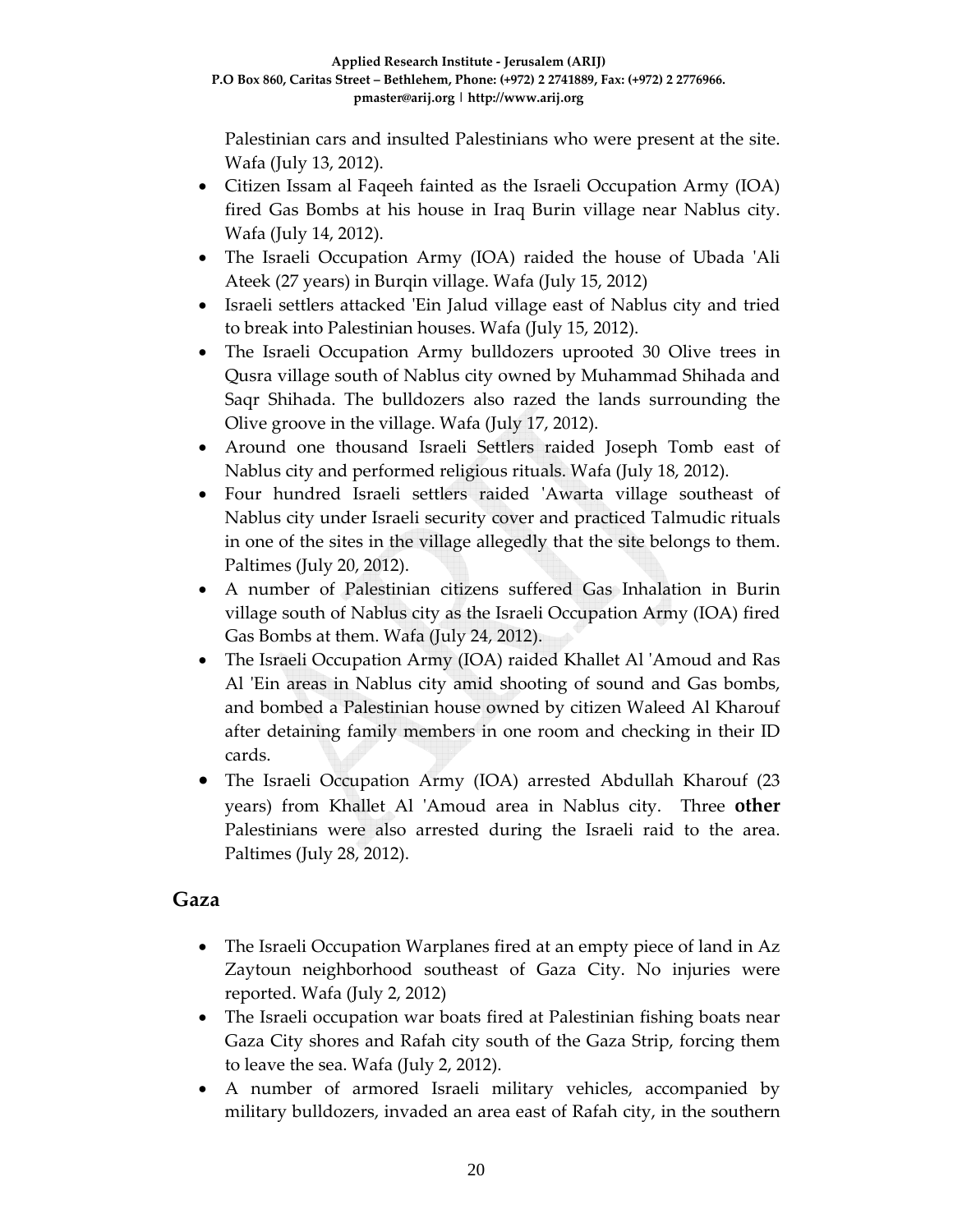Palestinian cars and insulted Palestinians who were present at the site. Wafa (July 13, 2012).

- Citizen Issam al Faqeeh fainted as the Israeli Occupation Army (IOA) fired Gas Bombs at his house in Iraq Burin village near Nablus city. Wafa (July 14, 2012).
- The Israeli Occupation Army (IOA) raided the house of Ubada 'Ali Ateek (27 years) in Burqin village. Wafa (July 15, 2012)
- Israeli settlers attacked 'Ein Jalud village east of Nablus city and tried to break into Palestinian houses. Wafa (July 15, 2012).
- The Israeli Occupation Army bulldozers uprooted 30 Olive trees in Qusra village south of Nablus city owned by Muhammad Shihada and Saqr Shihada. The bulldozers also razed the lands surrounding the Olive groove in the village. Wafa (July 17, 2012).
- Around one thousand Israeli Settlers raided Joseph Tomb east of Nablus city and performed religious rituals. Wafa (July 18, 2012).
- Four hundred Israeli settlers raided 'Awarta village southeast of Nablus city under Israeli security cover and practiced Talmudic rituals in one of the sites in the village allegedly that the site belongs to them. Paltimes (July 20, 2012).
- A number of Palestinian citizens suffered Gas Inhalation in Burin village south of Nablus city as the Israeli Occupation Army (IOA) fired Gas Bombs at them. Wafa (July 24, 2012).
- The Israeli Occupation Army (IOA) raided Khallet Al 'Amoud and Ras Al 'Ein areas in Nablus city amid shooting of sound and Gas bombs, and bombed a Palestinian house owned by citizen Waleed Al Kharouf after detaining family members in one room and checking in their ID cards.
- The Israeli Occupation Army (IOA) arrested Abdullah Kharouf (23 years) from Khallet Al 'Amoud area in Nablus city. Three **other** Palestinians were also arrested during the Israeli raid to the area. Paltimes (July 28, 2012).

## Gaza

- The Israeli Occupation Warplanes fired at an empty piece of land in Az Zaytoun neighborhood southeast of Gaza City. No injuries were reported. Wafa (July 2, 2012)
- The Israeli occupation war boats fired at Palestinian fishing boats near Gaza City shores and Rafah city south of the Gaza Strip, forcing them to leave the sea. Wafa (July 2, 2012).
- A number of armored Israeli military vehicles, accompanied by military bulldozers, invaded an area east of Rafah city, in the southern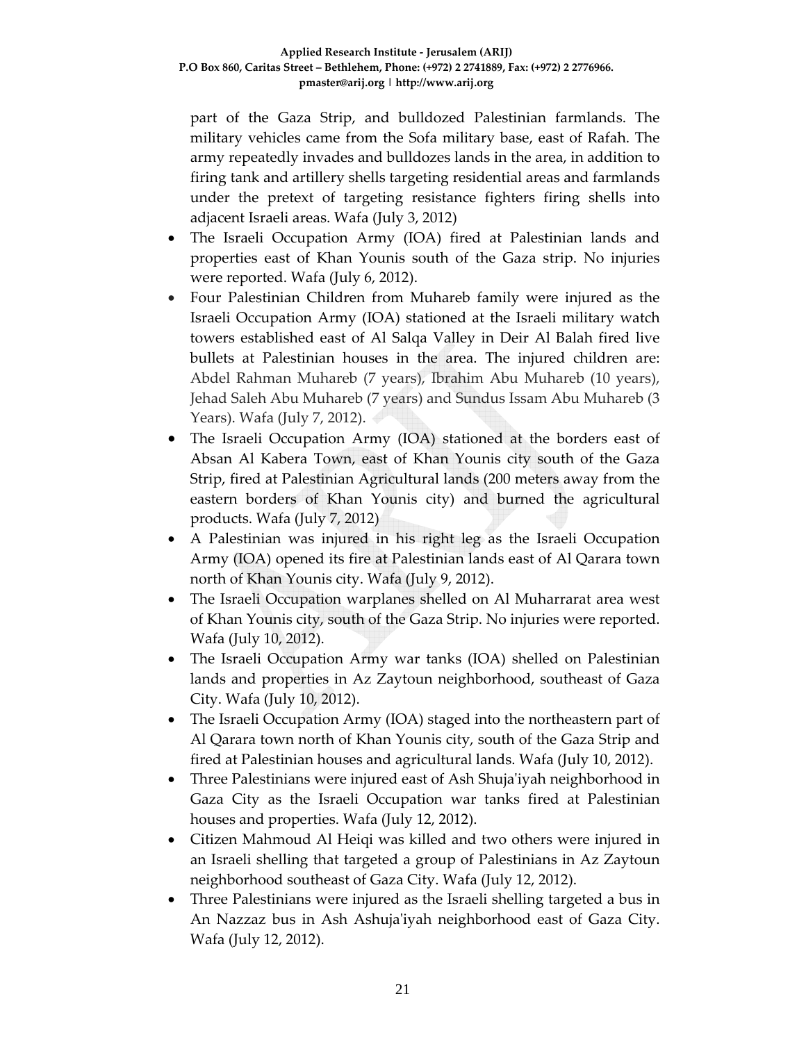part of the Gaza Strip, and bulldozed Palestinian farmlands. The military vehicles came from the Sofa military base, east of Rafah. The army repeatedly invades and bulldozes lands in the area, in addition to firing tank and artillery shells targeting residential areas and farmlands under the pretext of targeting resistance fighters firing shells into adjacent Israeli areas. Wafa (July 3, 2012)

- The Israeli Occupation Army (IOA) fired at Palestinian lands and properties east of Khan Younis south of the Gaza strip. No injuries were reported. Wafa (July 6, 2012).
- Four Palestinian Children from Muhareb family were injured as the Israeli Occupation Army (IOA) stationed at the Israeli military watch towers established east of Al Salqa Valley in Deir Al Balah fired live bullets at Palestinian houses in the area. The injured children are: Abdel Rahman Muhareb (7 years), Ibrahim Abu Muhareb (10 years), Jehad Saleh Abu Muhareb (7 years) and Sundus Issam Abu Muhareb (3 Years). Wafa (July 7, 2012).
- The Israeli Occupation Army (IOA) stationed at the borders east of Absan Al Kabera Town, east of Khan Younis city south of the Gaza Strip, fired at Palestinian Agricultural lands (200 meters away from the eastern borders of Khan Younis city) and burned the agricultural products. Wafa (July 7, 2012)
- A Palestinian was injured in his right leg as the Israeli Occupation Army (IOA) opened its fire at Palestinian lands east of Al Qarara town north of Khan Younis city. Wafa (July 9, 2012).
- The Israeli Occupation warplanes shelled on Al Muharrarat area west of Khan Younis city, south of the Gaza Strip. No injuries were reported. Wafa (July 10, 2012).
- The Israeli Occupation Army war tanks (IOA) shelled on Palestinian lands and properties in Az Zaytoun neighborhood, southeast of Gaza City. Wafa (July 10, 2012).
- The Israeli Occupation Army (IOA) staged into the northeastern part of Al Qarara town north of Khan Younis city, south of the Gaza Strip and fired at Palestinian houses and agricultural lands. Wafa (July 10, 2012).
- Three Palestinians were injured east of Ash Shuja'iyah neighborhood in Gaza City as the Israeli Occupation war tanks fired at Palestinian houses and properties. Wafa (July 12, 2012).
- Citizen Mahmoud Al Heiqi was killed and two others were injured in an Israeli shelling that targeted a group of Palestinians in Az Zaytoun neighborhood southeast of Gaza City. Wafa (July 12, 2012).
- Three Palestinians were injured as the Israeli shelling targeted a bus in An Nazzaz bus in Ash Ashuja'iyah neighborhood east of Gaza City. Wafa (July 12, 2012).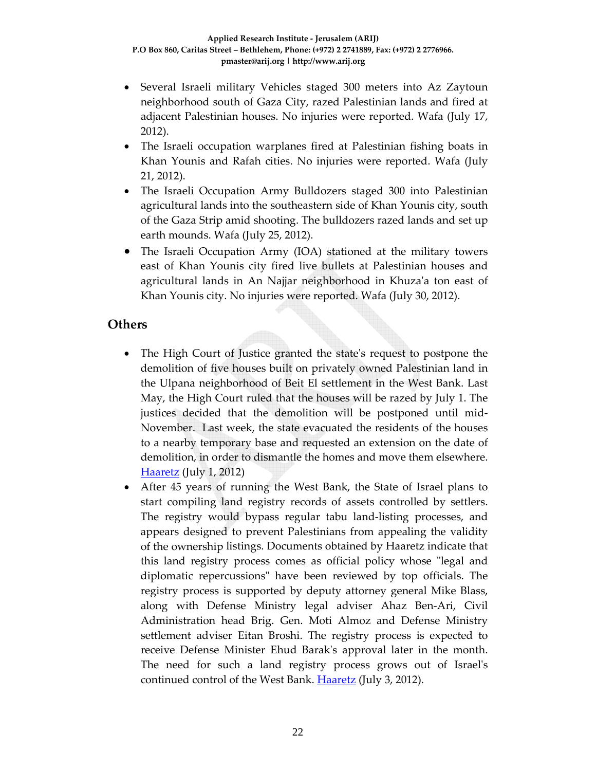- Several Israeli military Vehicles staged 300 meters into Az Zaytoun neighborhood south of Gaza City, razed Palestinian lands and fired at adjacent Palestinian houses. No injuries were reported. Wafa (July 17, 2012).
- The Israeli occupation warplanes fired at Palestinian fishing boats in Khan Younis and Rafah cities. No injuries were reported. Wafa (July 21, 2012).
- The Israeli Occupation Army Bulldozers staged 300 into Palestinian agricultural lands into the southeastern side of Khan Younis city, south of the Gaza Strip amid shooting. The bulldozers razed lands and set up earth mounds. Wafa (July 25, 2012).
- The Israeli Occupation Army (IOA) stationed at the military towers east of Khan Younis city fired live bullets at Palestinian houses and agricultural lands in An Najjar neighborhood in Khuza'a ton east of Khan Younis city. No injuries were reported. Wafa (July 30, 2012).

## Others

- The High Court of Justice granted the state's request to postpone the demolition of five houses built on privately owned Palestinian land in the Ulpana neighborhood of Beit El settlement in the West Bank. Last May, the High Court ruled that the houses will be razed by July 1. The justices decided that the demolition will be postponed until mid-November. Last week, the state evacuated the residents of the houses to a nearby temporary base and requested an extension on the date of demolition, in order to dismantle the homes and move them elsewhere. Haaretz (July 1, 2012)
- After 45 years of running the West Bank, the State of Israel plans to start compiling land registry records of assets controlled by settlers. The registry would bypass regular tabu land-listing processes, and appears designed to prevent Palestinians from appealing the validity of the ownership listings. Documents obtained by Haaretz indicate that this land registry process comes as official policy whose "legal and diplomatic repercussions" have been reviewed by top officials. The registry process is supported by deputy attorney general Mike Blass, along with Defense Ministry legal adviser Ahaz Ben-Ari, Civil Administration head Brig. Gen. Moti Almoz and Defense Ministry settlement adviser Eitan Broshi. The registry process is expected to receive Defense Minister Ehud Barak's approval later in the month. The need for such a land registry process grows out of Israel's continued control of the West Bank. Haaretz (July 3, 2012).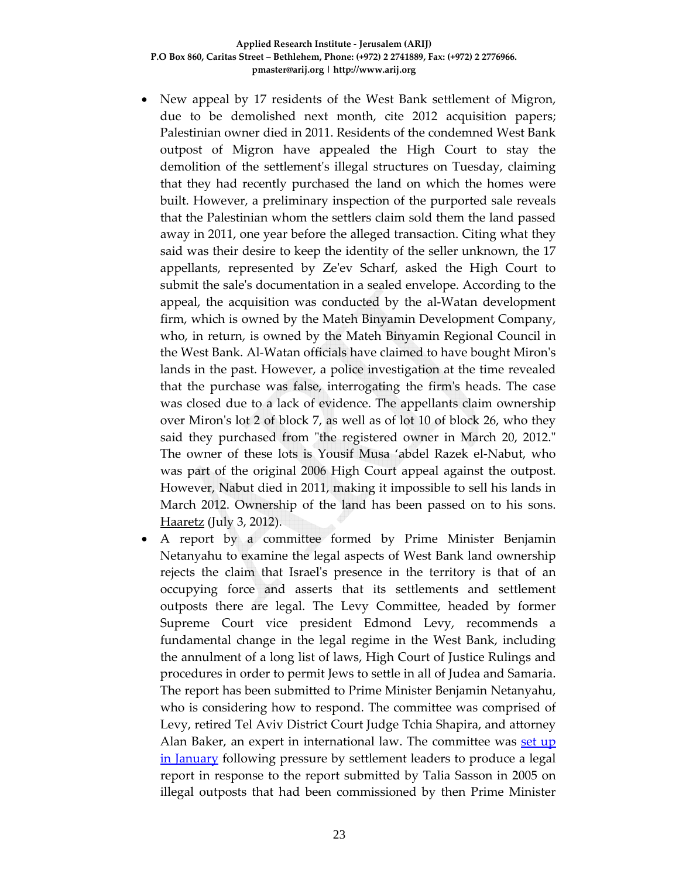- New appeal by 17 residents of the West Bank settlement of Migron, due to be demolished next month, cite 2012 acquisition papers; Palestinian owner died in 2011. Residents of the condemned West Bank outpost of Migron have appealed the High Court to stay the demolition of the settlement's illegal structures on Tuesday, claiming that they had recently purchased the land on which the homes were built. However, a preliminary inspection of the purported sale reveals that the Palestinian whom the settlers claim sold them the land passed away in 2011, one year before the alleged transaction. Citing what they said was their desire to keep the identity of the seller unknown, the 17 appellants, represented by Ze'ev Scharf, asked the High Court to submit the sale's documentation in a sealed envelope. According to the appeal, the acquisition was conducted by the al-Watan development firm, which is owned by the Mateh Binyamin Development Company, who, in return, is owned by the Mateh Binyamin Regional Council in the West Bank. Al-Watan officials have claimed to have bought Miron's lands in the past. However, a police investigation at the time revealed that the purchase was false, interrogating the firm's heads. The case was closed due to a lack of evidence. The appellants claim ownership over Miron's lot 2 of block 7, as well as of lot 10 of block 26, who they said they purchased from "the registered owner in March 20, 2012." The owner of these lots is Yousif Musa 'abdel Razek el-Nabut, who was part of the original 2006 High Court appeal against the outpost. However, Nabut died in 2011, making it impossible to sell his lands in March 2012. Ownership of the land has been passed on to his sons. Haaretz (July 3, 2012).
- A report by a committee formed by Prime Minister Benjamin Netanyahu to examine the legal aspects of West Bank land ownership rejects the claim that Israel's presence in the territory is that of an occupying force and asserts that its settlements and settlement outposts there are legal. The Levy Committee, headed by former Supreme Court vice president Edmond Levy, recommends a fundamental change in the legal regime in the West Bank, including the annulment of a long list of laws, High Court of Justice Rulings and procedures in order to permit Jews to settle in all of Judea and Samaria. The report has been submitted to Prime Minister Benjamin Netanyahu, who is considering how to respond. The committee was comprised of Levy, retired Tel Aviv District Court Judge Tchia Shapira, and attorney Alan Baker, an expert in international law. The committee was set up in January following pressure by settlement leaders to produce a legal report in response to the report submitted by Talia Sasson in 2005 on illegal outposts that had been commissioned by then Prime Minister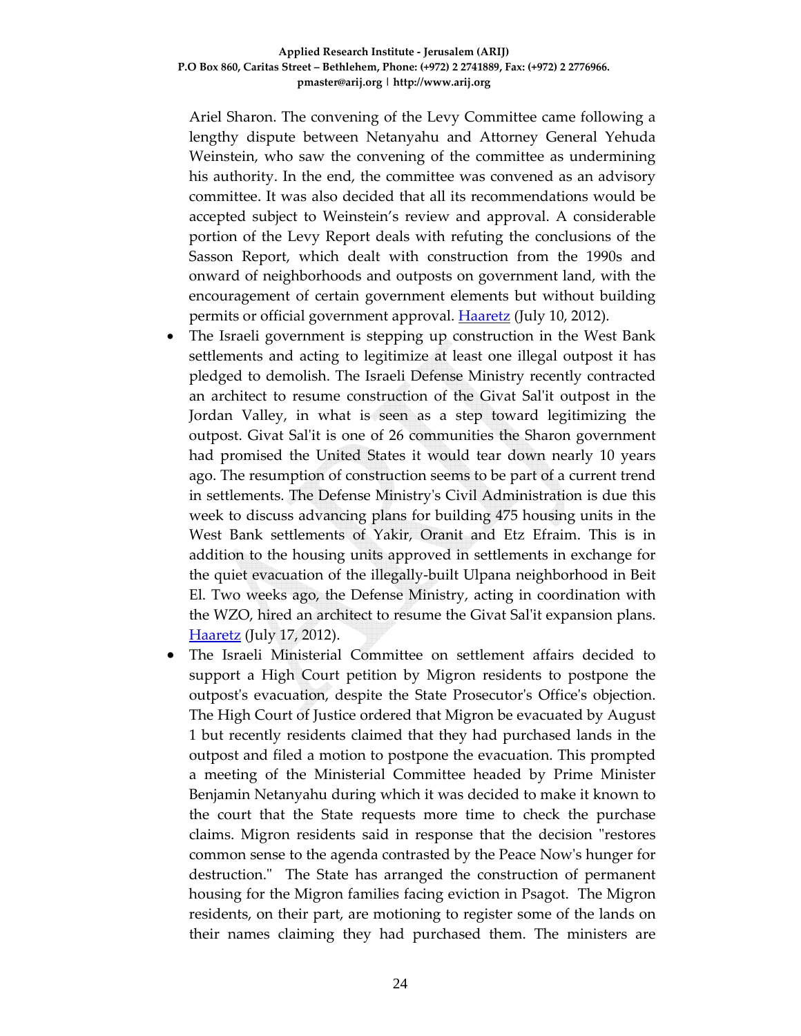Ariel Sharon. The convening of the Levy Committee came following a lengthy dispute between Netanyahu and Attorney General Yehuda Weinstein, who saw the convening of the committee as undermining his authority. In the end, the committee was convened as an advisory committee. It was also decided that all its recommendations would be accepted subject to Weinstein's review and approval. A considerable portion of the Levy Report deals with refuting the conclusions of the Sasson Report, which dealt with construction from the 1990s and onward of neighborhoods and outposts on government land, with the encouragement of certain government elements but without building permits or official government approval. Haaretz (July 10, 2012).

- The Israeli government is stepping up construction in the West Bank settlements and acting to legitimize at least one illegal outpost it has pledged to demolish. The Israeli Defense Ministry recently contracted an architect to resume construction of the Givat Sal'it outpost in the Jordan Valley, in what is seen as a step toward legitimizing the outpost. Givat Sal'it is one of 26 communities the Sharon government had promised the United States it would tear down nearly 10 years ago. The resumption of construction seems to be part of a current trend in settlements. The Defense Ministry's Civil Administration is due this week to discuss advancing plans for building 475 housing units in the West Bank settlements of Yakir, Oranit and Etz Efraim. This is in addition to the housing units approved in settlements in exchange for the quiet evacuation of the illegally-built Ulpana neighborhood in Beit El. Two weeks ago, the Defense Ministry, acting in coordination with the WZO, hired an architect to resume the Givat Sal'it expansion plans. Haaretz (July 17, 2012).
- The Israeli Ministerial Committee on settlement affairs decided to support a High Court petition by Migron residents to postpone the outpost's evacuation, despite the State Prosecutor's Office's objection. The High Court of Justice ordered that Migron be evacuated by August 1 but recently residents claimed that they had purchased lands in the outpost and filed a motion to postpone the evacuation. This prompted a meeting of the Ministerial Committee headed by Prime Minister Benjamin Netanyahu during which it was decided to make it known to the court that the State requests more time to check the purchase claims. Migron residents said in response that the decision "restores common sense to the agenda contrasted by the Peace Now's hunger for destruction." The State has arranged the construction of permanent housing for the Migron families facing eviction in Psagot. The Migron residents, on their part, are motioning to register some of the lands on their names claiming they had purchased them. The ministers are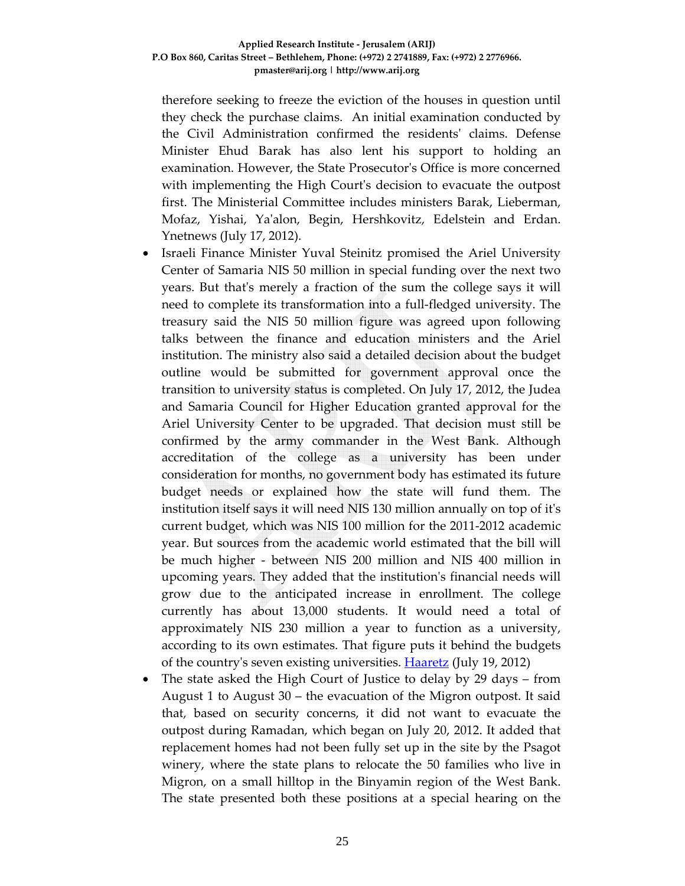therefore seeking to freeze the eviction of the houses in question until they check the purchase claims. An initial examination conducted by the Civil Administration confirmed the residents' claims. Defense Minister Ehud Barak has also lent his support to holding an examination. However, the State Prosecutor's Office is more concerned with implementing the High Court's decision to evacuate the outpost first. The Ministerial Committee includes ministers Barak, Lieberman, Mofaz, Yishai, Ya'alon, Begin, Hershkovitz, Edelstein and Erdan. Ynetnews (July 17, 2012).

- Israeli Finance Minister Yuval Steinitz promised the Ariel University Center of Samaria NIS 50 million in special funding over the next two years. But that's merely a fraction of the sum the college says it will need to complete its transformation into a full-fledged university. The treasury said the NIS 50 million figure was agreed upon following talks between the finance and education ministers and the Ariel institution. The ministry also said a detailed decision about the budget outline would be submitted for government approval once the transition to university status is completed. On July 17, 2012, the Judea and Samaria Council for Higher Education granted approval for the Ariel University Center to be upgraded. That decision must still be confirmed by the army commander in the West Bank. Although accreditation of the college as a university has been under consideration for months, no government body has estimated its future budget needs or explained how the state will fund them. The institution itself says it will need NIS 130 million annually on top of it's current budget, which was NIS 100 million for the 2011-2012 academic year. But sources from the academic world estimated that the bill will be much higher - between NIS 200 million and NIS 400 million in upcoming years. They added that the institution's financial needs will grow due to the anticipated increase in enrollment. The college currently has about 13,000 students. It would need a total of approximately NIS 230 million a year to function as a university, according to its own estimates. That figure puts it behind the budgets of the country's seven existing universities. Haaretz (July 19, 2012)
- The state asked the High Court of Justice to delay by 29 days – from August 1 to August 30 – the evacuation of the Migron outpost. It said that, based on security concerns, it did not want to evacuate the outpost during Ramadan, which began on July 20, 2012. It added that replacement homes had not been fully set up in the site by the Psagot winery, where the state plans to relocate the 50 families who live in Migron, on a small hilltop in the Binyamin region of the West Bank. The state presented both these positions at a special hearing on the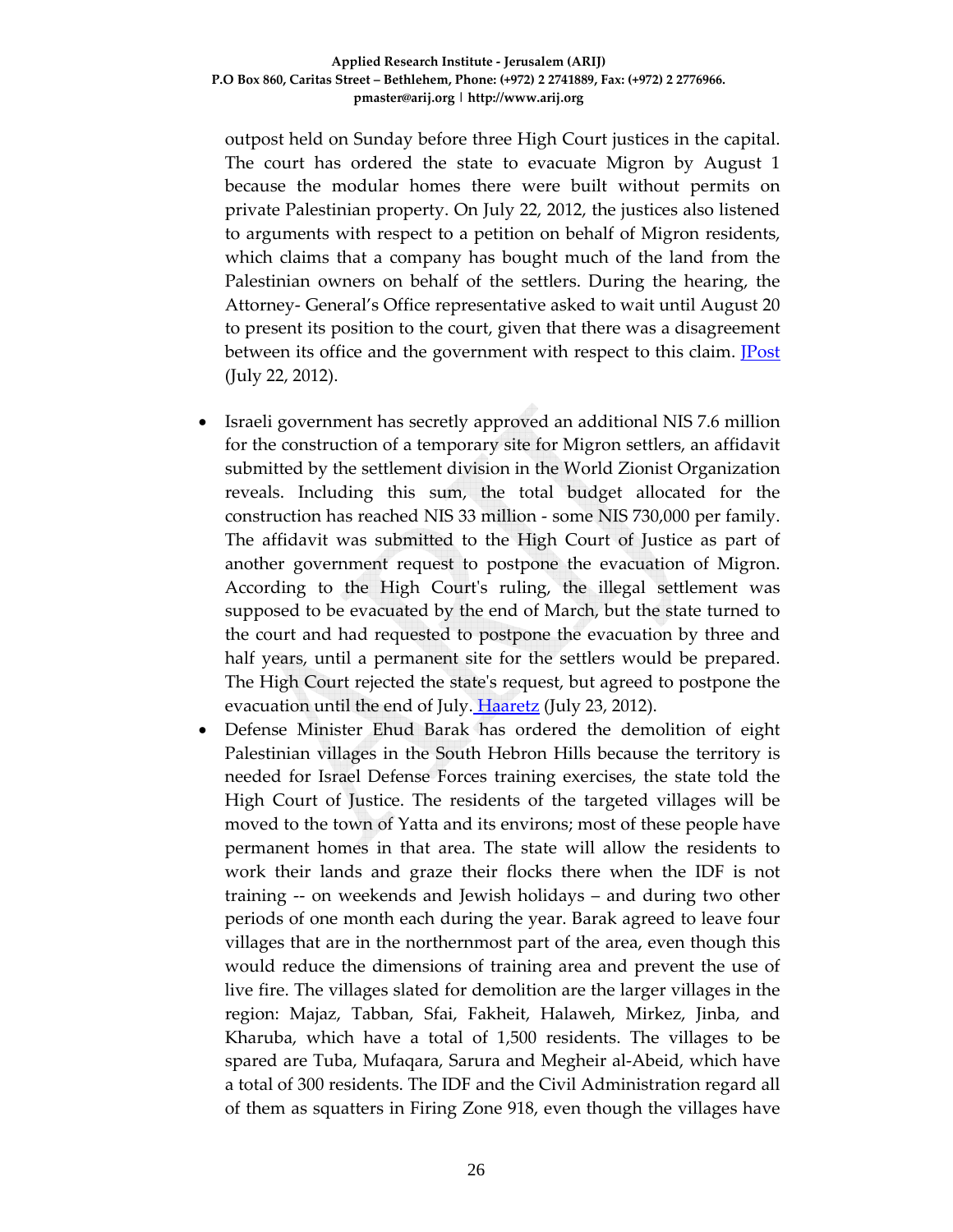outpost held on Sunday before three High Court justices in the capital. The court has ordered the state to evacuate Migron by August 1 because the modular homes there were built without permits on private Palestinian property. On July 22, 2012, the justices also listened to arguments with respect to a petition on behalf of Migron residents, which claims that a company has bought much of the land from the Palestinian owners on behalf of the settlers. During the hearing, the Attorney- General's Office representative asked to wait until August 20 to present its position to the court, given that there was a disagreement between its office and the government with respect to this claim. JPost (July 22, 2012).

- Israeli government has secretly approved an additional NIS 7.6 million for the construction of a temporary site for Migron settlers, an affidavit submitted by the settlement division in the World Zionist Organization reveals. Including this sum, the total budget allocated for the construction has reached NIS 33 million - some NIS 730,000 per family. The affidavit was submitted to the High Court of Justice as part of another government request to postpone the evacuation of Migron. According to the High Court's ruling, the illegal settlement was supposed to be evacuated by the end of March, but the state turned to the court and had requested to postpone the evacuation by three and half years, until a permanent site for the settlers would be prepared. The High Court rejected the state's request, but agreed to postpone the evacuation until the end of July. Haaretz (July 23, 2012).
- Defense Minister Ehud Barak has ordered the demolition of eight Palestinian villages in the South Hebron Hills because the territory is needed for Israel Defense Forces training exercises, the state told the High Court of Justice. The residents of the targeted villages will be moved to the town of Yatta and its environs; most of these people have permanent homes in that area. The state will allow the residents to work their lands and graze their flocks there when the IDF is not training -- on weekends and Jewish holidays – and during two other periods of one month each during the year. Barak agreed to leave four villages that are in the northernmost part of the area, even though this would reduce the dimensions of training area and prevent the use of live fire. The villages slated for demolition are the larger villages in the region: Majaz, Tabban, Sfai, Fakheit, Halaweh, Mirkez, Jinba, and Kharuba, which have a total of 1,500 residents. The villages to be spared are Tuba, Mufaqara, Sarura and Megheir al-Abeid, which have a total of 300 residents. The IDF and the Civil Administration regard all of them as squatters in Firing Zone 918, even though the villages have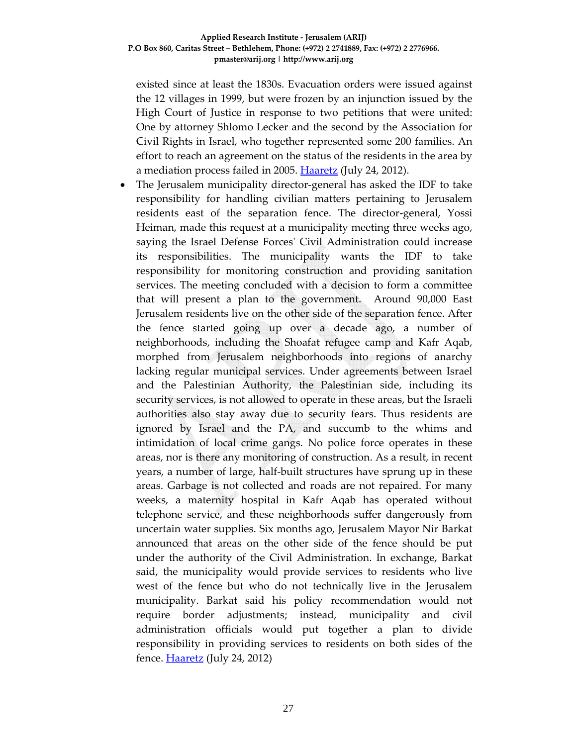existed since at least the 1830s. Evacuation orders were issued against the 12 villages in 1999, but were frozen by an injunction issued by the High Court of Justice in response to two petitions that were united: One by attorney Shlomo Lecker and the second by the Association for Civil Rights in Israel, who together represented some 200 families. An effort to reach an agreement on the status of the residents in the area by a mediation process failed in 2005. [Haaretz](#) (July 24, 2012).

- The Jerusalem municipality director-general has asked the IDF to take responsibility for handling civilian matters pertaining to Jerusalem residents east of the separation fence. The director-general, Yossi Heiman, made this request at a municipality meeting three weeks ago, saying the Israel Defense Forces' Civil Administration could increase its responsibilities. The municipality wants the IDF to take responsibility for monitoring construction and providing sanitation services. The meeting concluded with a decision to form a committee that will present a plan to the government. Around 90,000 East Jerusalem residents live on the other side of the separation fence. After the fence started going up over a decade ago, a number of neighborhoods, including the Shoafat refugee camp and Kafr Aqab, morphed from Jerusalem neighborhoods into regions of anarchy lacking regular municipal services. Under agreements between Israel and the Palestinian Authority, the Palestinian side, including its security services, is not allowed to operate in these areas, but the Israeli authorities also stay away due to security fears. Thus residents are ignored by Israel and the PA, and succumb to the whims and intimidation of local crime gangs. No police force operates in these areas, nor is there any monitoring of construction. As a result, in recent years, a number of large, half-built structures have sprung up in these areas. Garbage is not collected and roads are not repaired. For many weeks, a maternity hospital in Kafr Aqab has operated without telephone service, and these neighborhoods suffer dangerously from uncertain water supplies. Six months ago, Jerusalem Mayor Nir Barkat announced that areas on the other side of the fence should be put under the authority of the Civil Administration. In exchange, Barkat said, the municipality would provide services to residents who live west of the fence but who do not technically live in the Jerusalem municipality. Barkat said his policy recommendation would not require border adjustments; instead, municipality and civil administration officials would put together a plan to divide responsibility in providing services to residents on both sides of the fence. [Haaretz](#) (July 24, 2012)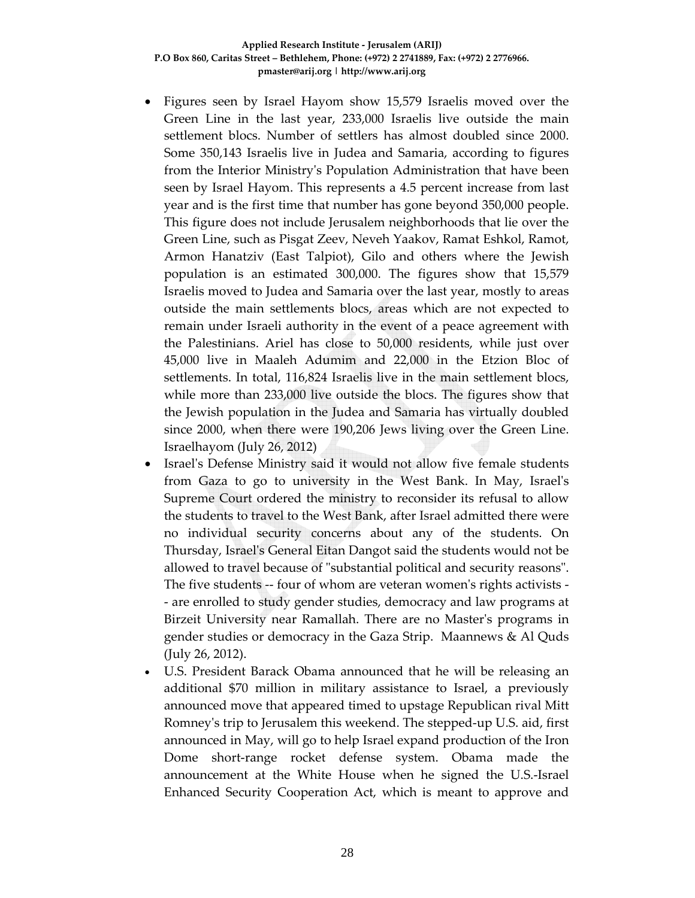- Figures seen by Israel Hayom show 15,579 Israelis moved over the Green Line in the last year, 233,000 Israelis live outside the main settlement blocs. Number of settlers has almost doubled since 2000. Some 350,143 Israelis live in Judea and Samaria, according to figures from the Interior Ministry's Population Administration that have been seen by Israel Hayom. This represents a 4.5 percent increase from last year and is the first time that number has gone beyond 350,000 people. This figure does not include Jerusalem neighborhoods that lie over the Green Line, such as Pisgat Zeev, Neveh Yaakov, Ramat Eshkol, Ramot, Armon Hanatziv (East Talpiot), Gilo and others where the Jewish population is an estimated 300,000. The figures show that 15,579 Israelis moved to Judea and Samaria over the last year, mostly to areas outside the main settlements blocs, areas which are not expected to remain under Israeli authority in the event of a peace agreement with the Palestinians. Ariel has close to 50,000 residents, while just over 45,000 live in Maaleh Adumim and 22,000 in the Etzion Bloc of settlements. In total, 116,824 Israelis live in the main settlement blocs, while more than 233,000 live outside the blocs. The figures show that the Jewish population in the Judea and Samaria has virtually doubled since 2000, when there were 190,206 Jews living over the Green Line. Israelhayom (July 26, 2012)
- Israel's Defense Ministry said it would not allow five female students from Gaza to go to university in the West Bank. In May, Israel's Supreme Court ordered the ministry to reconsider its refusal to allow the students to travel to the West Bank, after Israel admitted there were no individual security concerns about any of the students. On Thursday, Israel's General Eitan Dangot said the students would not be allowed to travel because of "substantial political and security reasons". The five students -- four of whom are veteran women's rights activists -- are enrolled to study gender studies, democracy and law programs at Birzeit University near Ramallah. There are no Master's programs in gender studies or democracy in the Gaza Strip. Maannews & Al Quds (July 26, 2012).
- U.S. President Barack Obama announced that he will be releasing an additional $70 million in military assistance to Israel, a previously announced move that appeared timed to upstage Republican rival Mitt Romney's trip to Jerusalem this weekend. The stepped-up U.S. aid, first announced in May, will go to help Israel expand production of the Iron Dome short-range rocket defense system. Obama made the announcement at the White House when he signed the U.S.-Israel Enhanced Security Cooperation Act, which is meant to approve and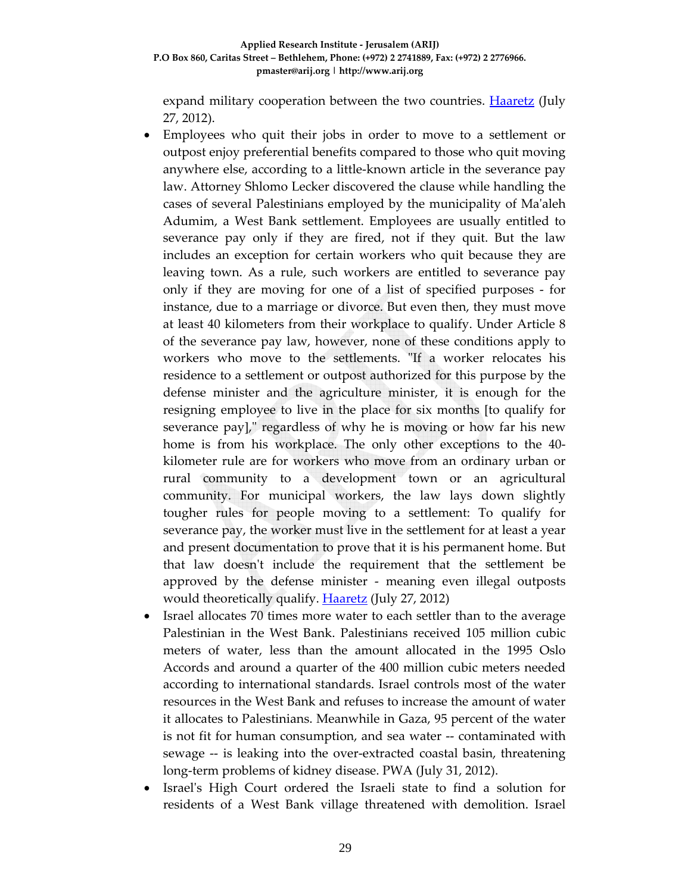expand military cooperation between the two countries. [Haaretz](#) (July 27, 2012).

- Employees who quit their jobs in order to move to a settlement or outpost enjoy preferential benefits compared to those who quit moving anywhere else, according to a little-known article in the severance pay law. Attorney Shlomo Lecker discovered the clause while handling the cases of several Palestinians employed by the municipality of Ma'aleh Adumim, a West Bank settlement. Employees are usually entitled to severance pay only if they are fired, not if they quit. But the law includes an exception for certain workers who quit because they are leaving town. As a rule, such workers are entitled to severance pay only if they are moving for one of a list of specified purposes - for instance, due to a marriage or divorce. But even then, they must move at least 40 kilometers from their workplace to qualify. Under Article 8 of the severance pay law, however, none of these conditions apply to workers who move to the settlements. "If a worker relocates his residence to a settlement or outpost authorized for this purpose by the defense minister and the agriculture minister, it is enough for the resigning employee to live in the place for six months [to qualify for severance pay]," regardless of why he is moving or how far his new home is from his workplace. The only other exceptions to the 40-kilometer rule are for workers who move from an ordinary urban or rural community to a development town or an agricultural community. For municipal workers, the law lays down slightly tougher rules for people moving to a settlement: To qualify for severance pay, the worker must live in the settlement for at least a year and present documentation to prove that it is his permanent home. But that law doesn't include the requirement that the settlement be approved by the defense minister - meaning even illegal outposts would theoretically qualify. [Haaretz](#) (July 27, 2012)
- Israel allocates 70 times more water to each settler than to the average Palestinian in the West Bank. Palestinians received 105 million cubic meters of water, less than the amount allocated in the 1995 Oslo Accords and around a quarter of the 400 million cubic meters needed according to international standards. Israel controls most of the water resources in the West Bank and refuses to increase the amount of water it allocates to Palestinians. Meanwhile in Gaza, 95 percent of the water is not fit for human consumption, and sea water -- contaminated with sewage -- is leaking into the over-extracted coastal basin, threatening long-term problems of kidney disease. PWA (July 31, 2012).
- Israel's High Court ordered the Israeli state to find a solution for residents of a West Bank village threatened with demolition. Israel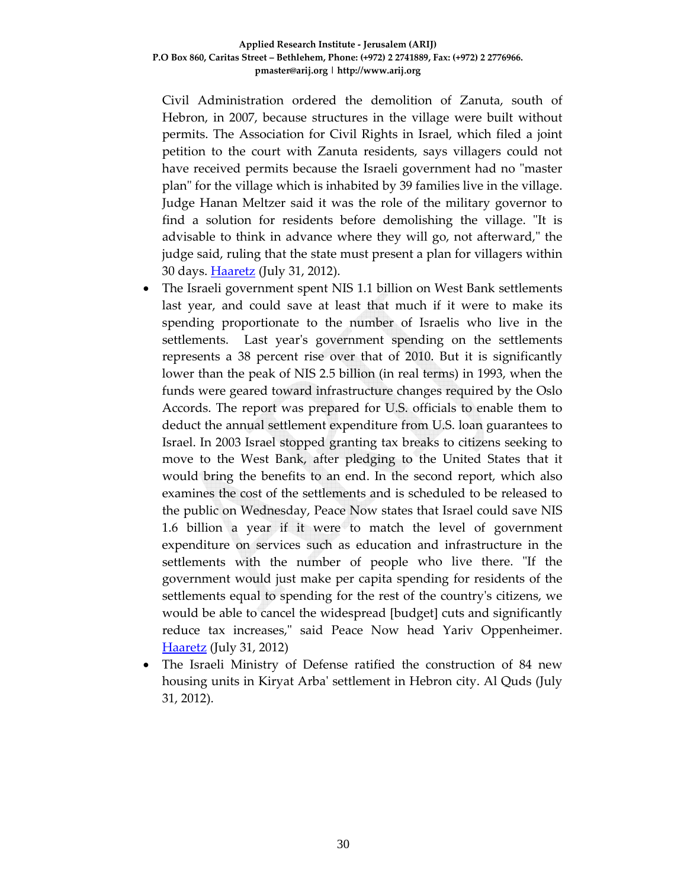Civil Administration ordered the demolition of Zanuta, south of Hebron, in 2007, because structures in the village were built without permits. The Association for Civil Rights in Israel, which filed a joint petition to the court with Zanuta residents, says villagers could not have received permits because the Israeli government had no "master plan" for the village which is inhabited by 39 families live in the village. Judge Hanan Meltzer said it was the role of the military governor to find a solution for residents before demolishing the village. "It is advisable to think in advance where they will go, not afterward," the judge said, ruling that the state must present a plan for villagers within 30 days. Haaretz (July 31, 2012).

- The Israeli government spent NIS 1.1 billion on West Bank settlements last year, and could save at least that much if it were to make its spending proportionate to the number of Israelis who live in the settlements. Last year's government spending on the settlements represents a 38 percent rise over that of 2010. But it is significantly lower than the peak of NIS 2.5 billion (in real terms) in 1993, when the funds were geared toward infrastructure changes required by the Oslo Accords. The report was prepared for U.S. officials to enable them to deduct the annual settlement expenditure from U.S. loan guarantees to Israel. In 2003 Israel stopped granting tax breaks to citizens seeking to move to the West Bank, after pledging to the United States that it would bring the benefits to an end. In the second report, which also examines the cost of the settlements and is scheduled to be released to the public on Wednesday, Peace Now states that Israel could save NIS 1.6 billion a year if it were to match the level of government expenditure on services such as education and infrastructure in the settlements with the number of people who live there. "If the government would just make per capita spending for residents of the settlements equal to spending for the rest of the country's citizens, we would be able to cancel the widespread [budget] cuts and significantly reduce tax increases," said Peace Now head Yariv Oppenheimer. Haaretz (July 31, 2012)
- The Israeli Ministry of Defense ratified the construction of 84 new housing units in Kiryat Arba' settlement in Hebron city. Al Quds (July 31, 2012).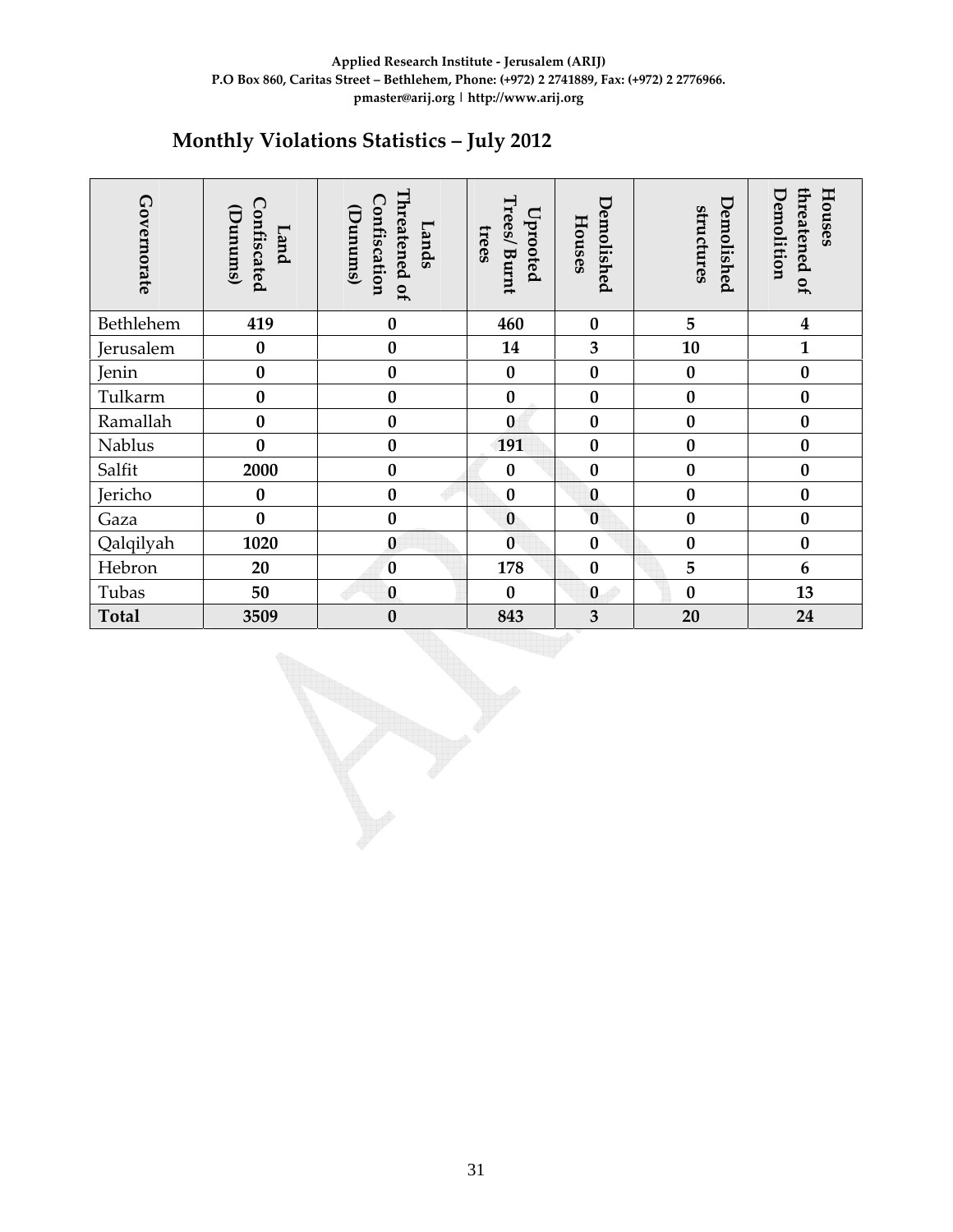## Monthly Violations Statistics – July 2012

| Governorate | Land Confiscated (Dunums) | Lands Threatened of Confiscation (Dunums) | Uprooted Trees/ Burnt trees | Demolished Houses | Demolished structures | Houses threatened of Demolition |
|---|---|---|---|---|---|---|
| Bethlehem | **419** | **0** | **460** | **0** | **5** | **4** |
| Jerusalem | **0** | **0** | **14** | **3** | **10** | **1** |
| Jenin | **0** | **0** | **0** | **0** | **0** | **0** |
| Tulkarm | **0** | **0** | **0** | **0** | **0** | **0** |
| Ramallah | **0** | **0** | **0** | **0** | **0** | **0** |
| Nablus | **0** | **0** | **191** | **0** | **0** | **0** |
| Salfit | **2000** | **0** | **0** | **0** | **0** | **0** |
| Jericho | **0** | **0** | **0** | **0** | **0** | **0** |
| Gaza | **0** | **0** | **0** | **0** | **0** | **0** |
| Qalqilyah | **1020** | **0** | **0** | **0** | **0** | **0** |
| Hebron | **20** | **0** | **178** | **0** | **5** | **6** |
| Tubas | **50** | **0** | **0** | **0** | **0** | **13** |
| **Total** | **3509** | **0** | **843** | **3** | **20** | **24** |